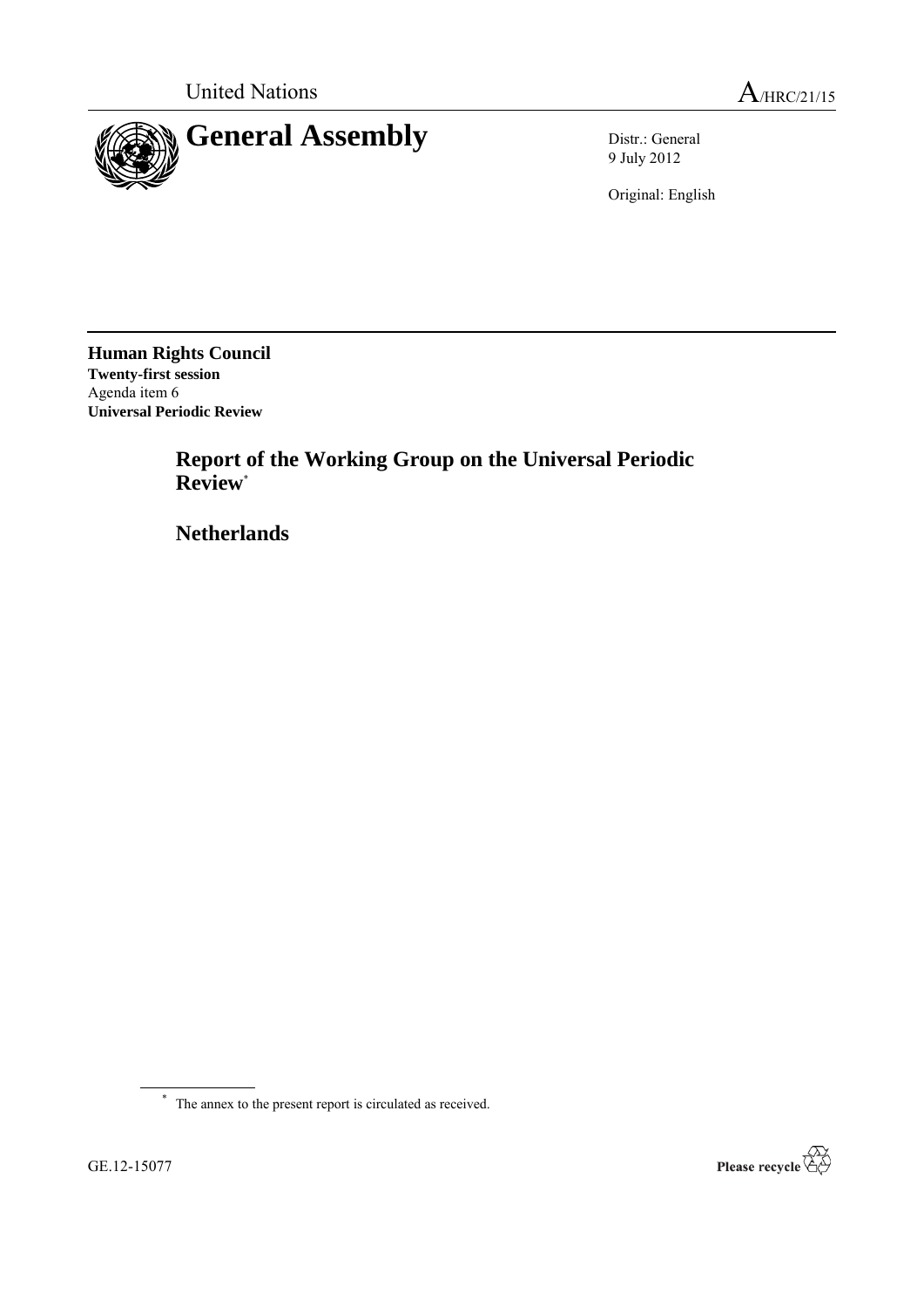United Nations A/HRC/21/15

# General Assembly

Distr.: General
9 July 2012

Original: English

**Human Rights Council**
**Twenty-first session**
Agenda item 6
**Universal Periodic Review**

## Report of the Working Group on the Universal Periodic Review[*]

## Netherlands

[*] The annex to the present report is circulated as received.

GE.12-15077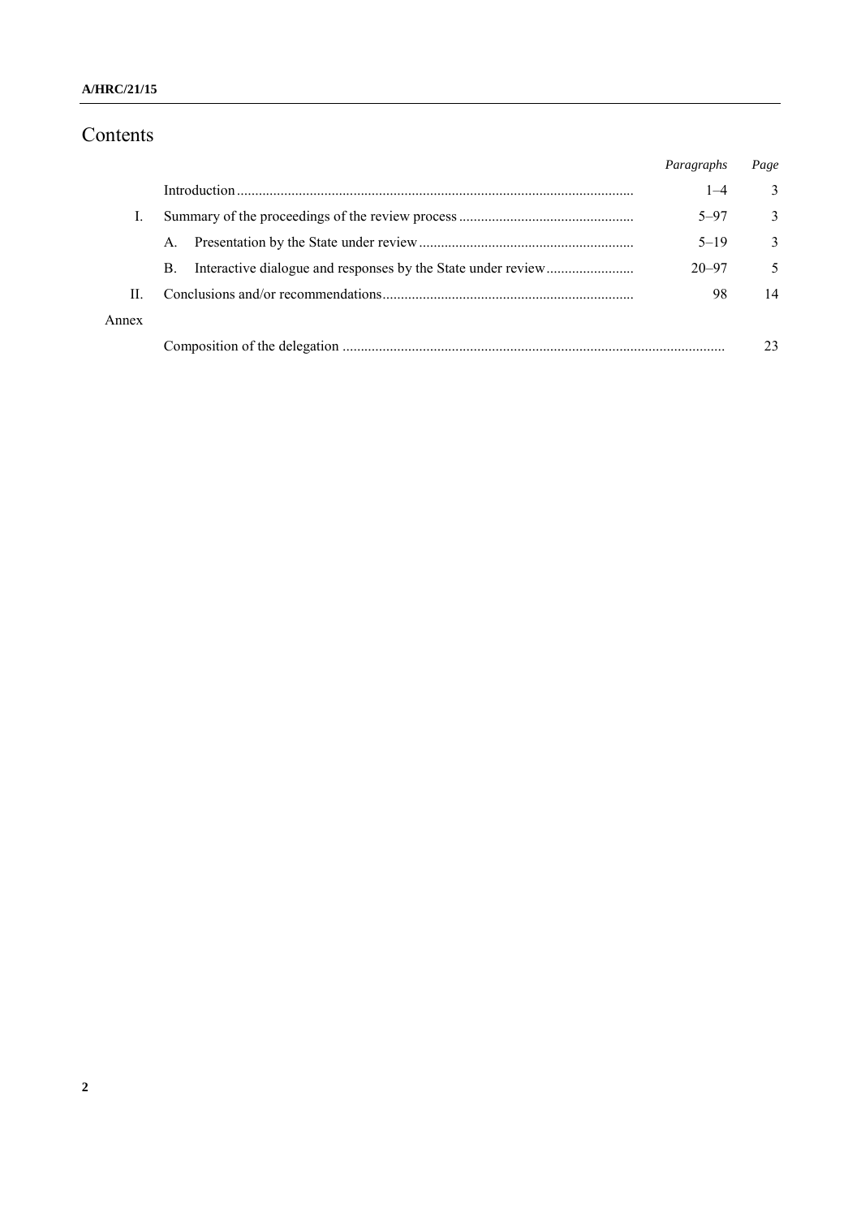# Contents

| | | *Paragraphs* | *Page* |
|---|---|---|---|
| | Introduction | 1–4 | 3 |
| I. | Summary of the proceedings of the review process | 5–97 | 3 |
| | A. Presentation by the State under review | 5–19 | 3 |
| | B. Interactive dialogue and responses by the State under review | 20–97 | 5 |
| II. | Conclusions and/or recommendations | 98 | 14 |
| Annex | | | |
| | Composition of the delegation | | 23 |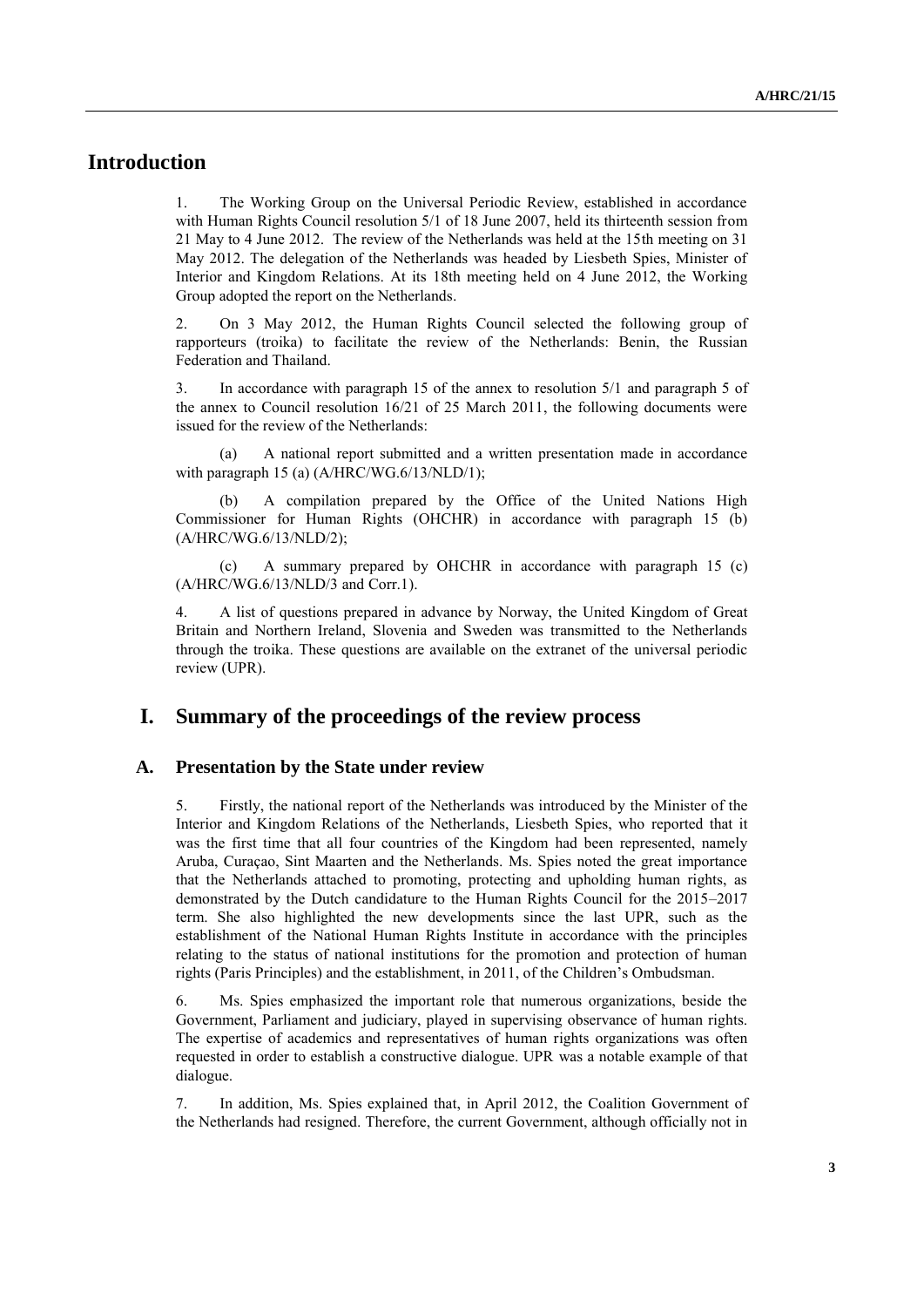# Introduction

1. The Working Group on the Universal Periodic Review, established in accordance with Human Rights Council resolution 5/1 of 18 June 2007, held its thirteenth session from 21 May to 4 June 2012. The review of the Netherlands was held at the 15th meeting on 31 May 2012. The delegation of the Netherlands was headed by Liesbeth Spies, Minister of Interior and Kingdom Relations. At its 18th meeting held on 4 June 2012, the Working Group adopted the report on the Netherlands.

2. On 3 May 2012, the Human Rights Council selected the following group of rapporteurs (troika) to facilitate the review of the Netherlands: Benin, the Russian Federation and Thailand.

3. In accordance with paragraph 15 of the annex to resolution 5/1 and paragraph 5 of the annex to Council resolution 16/21 of 25 March 2011, the following documents were issued for the review of the Netherlands:

(a) A national report submitted and a written presentation made in accordance with paragraph 15 (a) (A/HRC/WG.6/13/NLD/1);

(b) A compilation prepared by the Office of the United Nations High Commissioner for Human Rights (OHCHR) in accordance with paragraph 15 (b) (A/HRC/WG.6/13/NLD/2);

(c) A summary prepared by OHCHR in accordance with paragraph 15 (c) (A/HRC/WG.6/13/NLD/3 and Corr.1).

4. A list of questions prepared in advance by Norway, the United Kingdom of Great Britain and Northern Ireland, Slovenia and Sweden was transmitted to the Netherlands through the troika. These questions are available on the extranet of the universal periodic review (UPR).

# I. Summary of the proceedings of the review process

## A. Presentation by the State under review

5. Firstly, the national report of the Netherlands was introduced by the Minister of the Interior and Kingdom Relations of the Netherlands, Liesbeth Spies, who reported that it was the first time that all four countries of the Kingdom had been represented, namely Aruba, Curaçao, Sint Maarten and the Netherlands. Ms. Spies noted the great importance that the Netherlands attached to promoting, protecting and upholding human rights, as demonstrated by the Dutch candidature to the Human Rights Council for the 2015–2017 term. She also highlighted the new developments since the last UPR, such as the establishment of the National Human Rights Institute in accordance with the principles relating to the status of national institutions for the promotion and protection of human rights (Paris Principles) and the establishment, in 2011, of the Children's Ombudsman.

6. Ms. Spies emphasized the important role that numerous organizations, beside the Government, Parliament and judiciary, played in supervising observance of human rights. The expertise of academics and representatives of human rights organizations was often requested in order to establish a constructive dialogue. UPR was a notable example of that dialogue.

7. In addition, Ms. Spies explained that, in April 2012, the Coalition Government of the Netherlands had resigned. Therefore, the current Government, although officially not in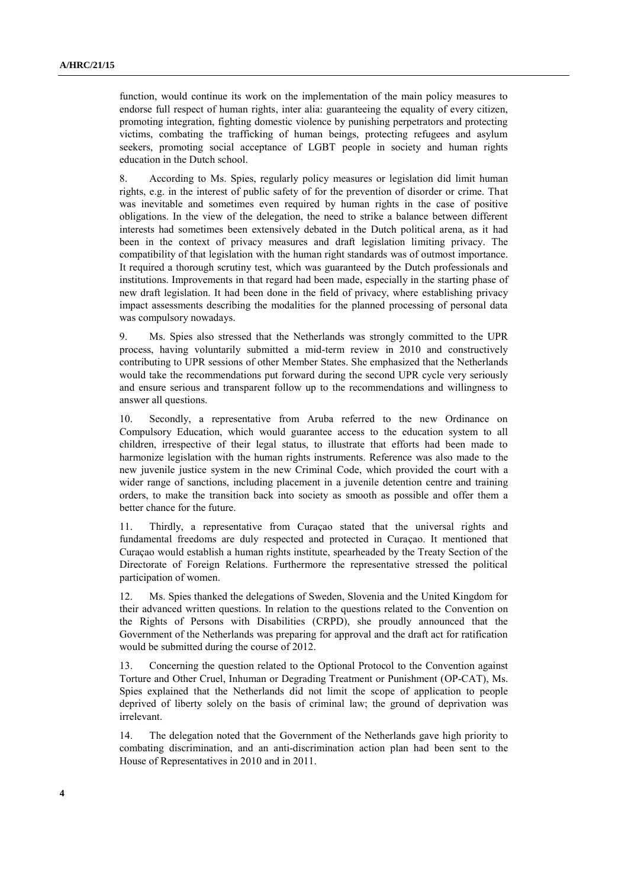function, would continue its work on the implementation of the main policy measures to endorse full respect of human rights, inter alia: guaranteeing the equality of every citizen, promoting integration, fighting domestic violence by punishing perpetrators and protecting victims, combating the trafficking of human beings, protecting refugees and asylum seekers, promoting social acceptance of LGBT people in society and human rights education in the Dutch school.

8. According to Ms. Spies, regularly policy measures or legislation did limit human rights, e.g. in the interest of public safety of for the prevention of disorder or crime. That was inevitable and sometimes even required by human rights in the case of positive obligations. In the view of the delegation, the need to strike a balance between different interests had sometimes been extensively debated in the Dutch political arena, as it had been in the context of privacy measures and draft legislation limiting privacy. The compatibility of that legislation with the human right standards was of outmost importance. It required a thorough scrutiny test, which was guaranteed by the Dutch professionals and institutions. Improvements in that regard had been made, especially in the starting phase of new draft legislation. It had been done in the field of privacy, where establishing privacy impact assessments describing the modalities for the planned processing of personal data was compulsory nowadays.

9. Ms. Spies also stressed that the Netherlands was strongly committed to the UPR process, having voluntarily submitted a mid-term review in 2010 and constructively contributing to UPR sessions of other Member States. She emphasized that the Netherlands would take the recommendations put forward during the second UPR cycle very seriously and ensure serious and transparent follow up to the recommendations and willingness to answer all questions.

10. Secondly, a representative from Aruba referred to the new Ordinance on Compulsory Education, which would guarantee access to the education system to all children, irrespective of their legal status, to illustrate that efforts had been made to harmonize legislation with the human rights instruments. Reference was also made to the new juvenile justice system in the new Criminal Code, which provided the court with a wider range of sanctions, including placement in a juvenile detention centre and training orders, to make the transition back into society as smooth as possible and offer them a better chance for the future.

11. Thirdly, a representative from Curaçao stated that the universal rights and fundamental freedoms are duly respected and protected in Curaçao. It mentioned that Curaçao would establish a human rights institute, spearheaded by the Treaty Section of the Directorate of Foreign Relations. Furthermore the representative stressed the political participation of women.

12. Ms. Spies thanked the delegations of Sweden, Slovenia and the United Kingdom for their advanced written questions. In relation to the questions related to the Convention on the Rights of Persons with Disabilities (CRPD), she proudly announced that the Government of the Netherlands was preparing for approval and the draft act for ratification would be submitted during the course of 2012.

13. Concerning the question related to the Optional Protocol to the Convention against Torture and Other Cruel, Inhuman or Degrading Treatment or Punishment (OP-CAT), Ms. Spies explained that the Netherlands did not limit the scope of application to people deprived of liberty solely on the basis of criminal law; the ground of deprivation was irrelevant.

14. The delegation noted that the Government of the Netherlands gave high priority to combating discrimination, and an anti-discrimination action plan had been sent to the House of Representatives in 2010 and in 2011.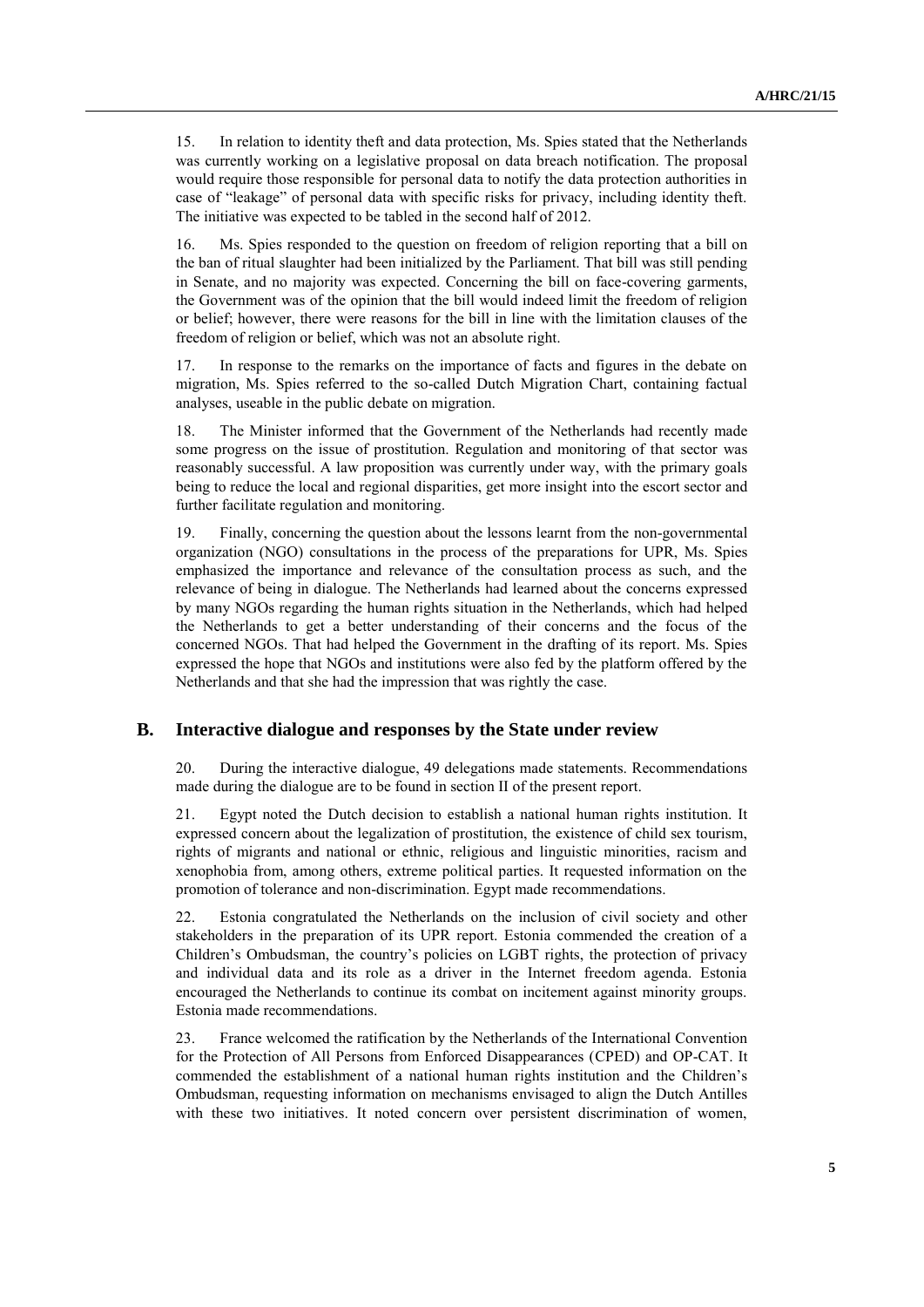15. In relation to identity theft and data protection, Ms. Spies stated that the Netherlands was currently working on a legislative proposal on data breach notification. The proposal would require those responsible for personal data to notify the data protection authorities in case of "leakage" of personal data with specific risks for privacy, including identity theft. The initiative was expected to be tabled in the second half of 2012.

16. Ms. Spies responded to the question on freedom of religion reporting that a bill on the ban of ritual slaughter had been initialized by the Parliament. That bill was still pending in Senate, and no majority was expected. Concerning the bill on face-covering garments, the Government was of the opinion that the bill would indeed limit the freedom of religion or belief; however, there were reasons for the bill in line with the limitation clauses of the freedom of religion or belief, which was not an absolute right.

17. In response to the remarks on the importance of facts and figures in the debate on migration, Ms. Spies referred to the so-called Dutch Migration Chart, containing factual analyses, useable in the public debate on migration.

18. The Minister informed that the Government of the Netherlands had recently made some progress on the issue of prostitution. Regulation and monitoring of that sector was reasonably successful. A law proposition was currently under way, with the primary goals being to reduce the local and regional disparities, get more insight into the escort sector and further facilitate regulation and monitoring.

19. Finally, concerning the question about the lessons learnt from the non-governmental organization (NGO) consultations in the process of the preparations for UPR, Ms. Spies emphasized the importance and relevance of the consultation process as such, and the relevance of being in dialogue. The Netherlands had learned about the concerns expressed by many NGOs regarding the human rights situation in the Netherlands, which had helped the Netherlands to get a better understanding of their concerns and the focus of the concerned NGOs. That had helped the Government in the drafting of its report. Ms. Spies expressed the hope that NGOs and institutions were also fed by the platform offered by the Netherlands and that she had the impression that was rightly the case.

## B. Interactive dialogue and responses by the State under review

20. During the interactive dialogue, 49 delegations made statements. Recommendations made during the dialogue are to be found in section II of the present report.

21. Egypt noted the Dutch decision to establish a national human rights institution. It expressed concern about the legalization of prostitution, the existence of child sex tourism, rights of migrants and national or ethnic, religious and linguistic minorities, racism and xenophobia from, among others, extreme political parties. It requested information on the promotion of tolerance and non-discrimination. Egypt made recommendations.

22. Estonia congratulated the Netherlands on the inclusion of civil society and other stakeholders in the preparation of its UPR report. Estonia commended the creation of a Children's Ombudsman, the country's policies on LGBT rights, the protection of privacy and individual data and its role as a driver in the Internet freedom agenda. Estonia encouraged the Netherlands to continue its combat on incitement against minority groups. Estonia made recommendations.

23. France welcomed the ratification by the Netherlands of the International Convention for the Protection of All Persons from Enforced Disappearances (CPED) and OP-CAT. It commended the establishment of a national human rights institution and the Children's Ombudsman, requesting information on mechanisms envisaged to align the Dutch Antilles with these two initiatives. It noted concern over persistent discrimination of women,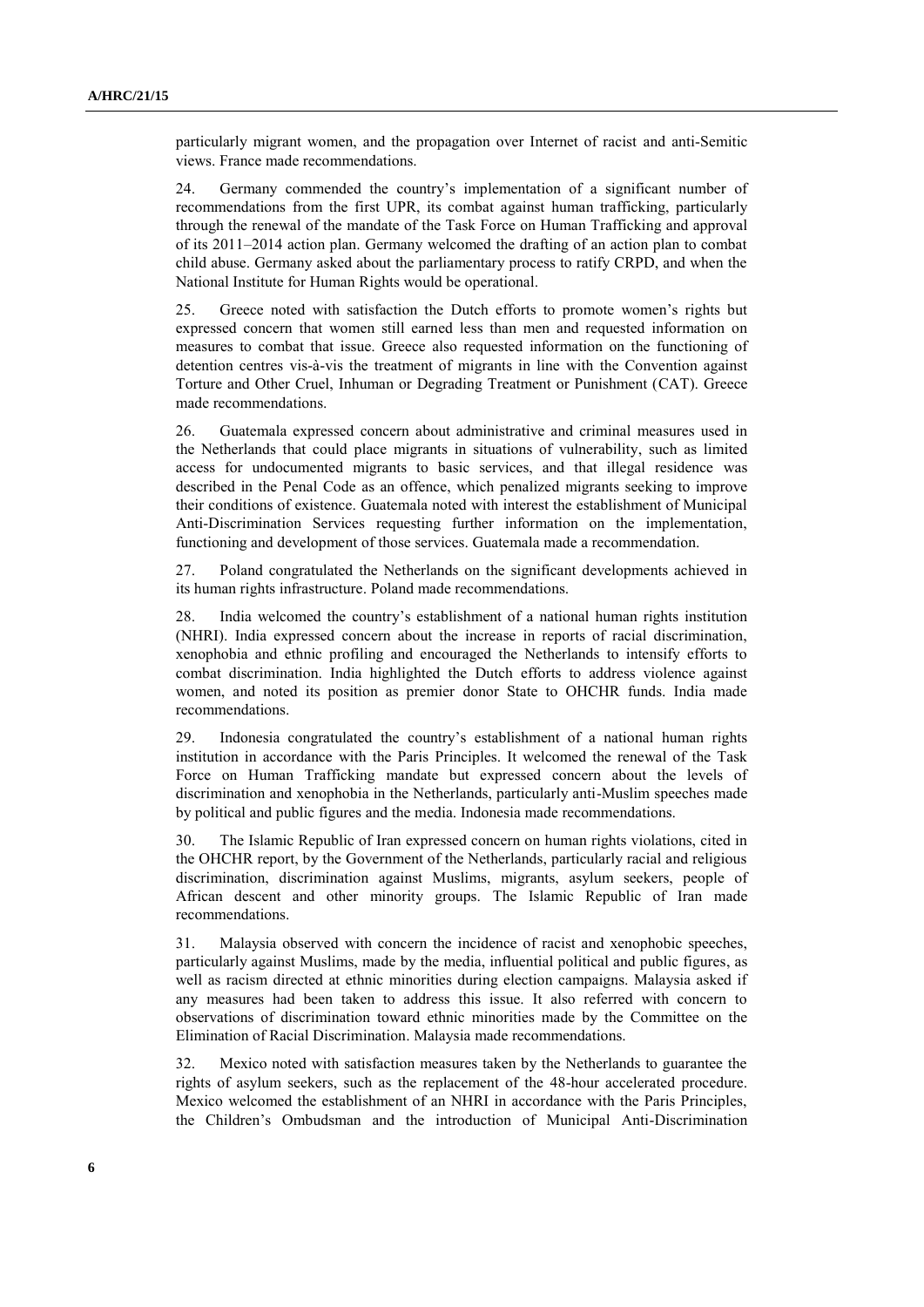particularly migrant women, and the propagation over Internet of racist and anti-Semitic views. France made recommendations.

24. Germany commended the country's implementation of a significant number of recommendations from the first UPR, its combat against human trafficking, particularly through the renewal of the mandate of the Task Force on Human Trafficking and approval of its 2011–2014 action plan. Germany welcomed the drafting of an action plan to combat child abuse. Germany asked about the parliamentary process to ratify CRPD, and when the National Institute for Human Rights would be operational.

25. Greece noted with satisfaction the Dutch efforts to promote women's rights but expressed concern that women still earned less than men and requested information on measures to combat that issue. Greece also requested information on the functioning of detention centres vis-à-vis the treatment of migrants in line with the Convention against Torture and Other Cruel, Inhuman or Degrading Treatment or Punishment (CAT). Greece made recommendations.

26. Guatemala expressed concern about administrative and criminal measures used in the Netherlands that could place migrants in situations of vulnerability, such as limited access for undocumented migrants to basic services, and that illegal residence was described in the Penal Code as an offence, which penalized migrants seeking to improve their conditions of existence. Guatemala noted with interest the establishment of Municipal Anti-Discrimination Services requesting further information on the implementation, functioning and development of those services. Guatemala made a recommendation.

27. Poland congratulated the Netherlands on the significant developments achieved in its human rights infrastructure. Poland made recommendations.

28. India welcomed the country's establishment of a national human rights institution (NHRI). India expressed concern about the increase in reports of racial discrimination, xenophobia and ethnic profiling and encouraged the Netherlands to intensify efforts to combat discrimination. India highlighted the Dutch efforts to address violence against women, and noted its position as premier donor State to OHCHR funds. India made recommendations.

29. Indonesia congratulated the country's establishment of a national human rights institution in accordance with the Paris Principles. It welcomed the renewal of the Task Force on Human Trafficking mandate but expressed concern about the levels of discrimination and xenophobia in the Netherlands, particularly anti-Muslim speeches made by political and public figures and the media. Indonesia made recommendations.

30. The Islamic Republic of Iran expressed concern on human rights violations, cited in the OHCHR report, by the Government of the Netherlands, particularly racial and religious discrimination, discrimination against Muslims, migrants, asylum seekers, people of African descent and other minority groups. The Islamic Republic of Iran made recommendations.

31. Malaysia observed with concern the incidence of racist and xenophobic speeches, particularly against Muslims, made by the media, influential political and public figures, as well as racism directed at ethnic minorities during election campaigns. Malaysia asked if any measures had been taken to address this issue. It also referred with concern to observations of discrimination toward ethnic minorities made by the Committee on the Elimination of Racial Discrimination. Malaysia made recommendations.

32. Mexico noted with satisfaction measures taken by the Netherlands to guarantee the rights of asylum seekers, such as the replacement of the 48-hour accelerated procedure. Mexico welcomed the establishment of an NHRI in accordance with the Paris Principles, the Children's Ombudsman and the introduction of Municipal Anti-Discrimination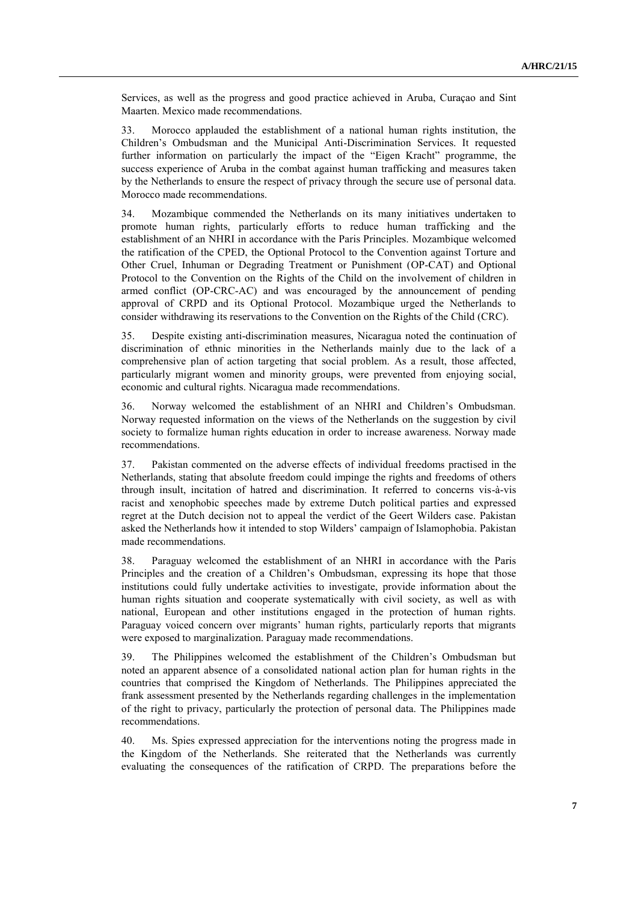Services, as well as the progress and good practice achieved in Aruba, Curaçao and Sint Maarten. Mexico made recommendations.

33. Morocco applauded the establishment of a national human rights institution, the Children's Ombudsman and the Municipal Anti-Discrimination Services. It requested further information on particularly the impact of the "Eigen Kracht" programme, the success experience of Aruba in the combat against human trafficking and measures taken by the Netherlands to ensure the respect of privacy through the secure use of personal data. Morocco made recommendations.

34. Mozambique commended the Netherlands on its many initiatives undertaken to promote human rights, particularly efforts to reduce human trafficking and the establishment of an NHRI in accordance with the Paris Principles. Mozambique welcomed the ratification of the CPED, the Optional Protocol to the Convention against Torture and Other Cruel, Inhuman or Degrading Treatment or Punishment (OP-CAT) and Optional Protocol to the Convention on the Rights of the Child on the involvement of children in armed conflict (OP-CRC-AC) and was encouraged by the announcement of pending approval of CRPD and its Optional Protocol. Mozambique urged the Netherlands to consider withdrawing its reservations to the Convention on the Rights of the Child (CRC).

35. Despite existing anti-discrimination measures, Nicaragua noted the continuation of discrimination of ethnic minorities in the Netherlands mainly due to the lack of a comprehensive plan of action targeting that social problem. As a result, those affected, particularly migrant women and minority groups, were prevented from enjoying social, economic and cultural rights. Nicaragua made recommendations.

36. Norway welcomed the establishment of an NHRI and Children's Ombudsman. Norway requested information on the views of the Netherlands on the suggestion by civil society to formalize human rights education in order to increase awareness. Norway made recommendations.

37. Pakistan commented on the adverse effects of individual freedoms practised in the Netherlands, stating that absolute freedom could impinge the rights and freedoms of others through insult, incitation of hatred and discrimination. It referred to concerns vis-à-vis racist and xenophobic speeches made by extreme Dutch political parties and expressed regret at the Dutch decision not to appeal the verdict of the Geert Wilders case. Pakistan asked the Netherlands how it intended to stop Wilders' campaign of Islamophobia. Pakistan made recommendations.

38. Paraguay welcomed the establishment of an NHRI in accordance with the Paris Principles and the creation of a Children's Ombudsman, expressing its hope that those institutions could fully undertake activities to investigate, provide information about the human rights situation and cooperate systematically with civil society, as well as with national, European and other institutions engaged in the protection of human rights. Paraguay voiced concern over migrants' human rights, particularly reports that migrants were exposed to marginalization. Paraguay made recommendations.

39. The Philippines welcomed the establishment of the Children's Ombudsman but noted an apparent absence of a consolidated national action plan for human rights in the countries that comprised the Kingdom of Netherlands. The Philippines appreciated the frank assessment presented by the Netherlands regarding challenges in the implementation of the right to privacy, particularly the protection of personal data. The Philippines made recommendations.

40. Ms. Spies expressed appreciation for the interventions noting the progress made in the Kingdom of the Netherlands. She reiterated that the Netherlands was currently evaluating the consequences of the ratification of CRPD. The preparations before the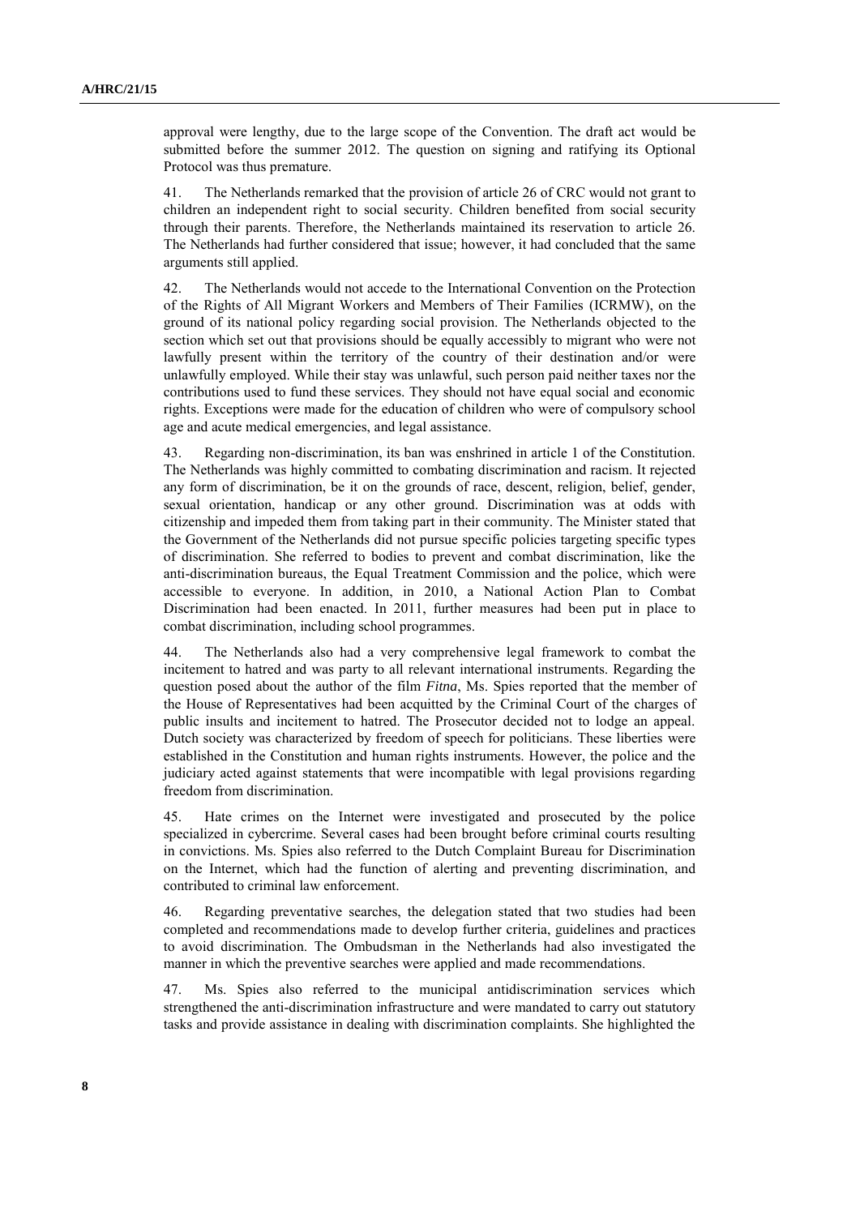approval were lengthy, due to the large scope of the Convention. The draft act would be submitted before the summer 2012. The question on signing and ratifying its Optional Protocol was thus premature.

41. The Netherlands remarked that the provision of article 26 of CRC would not grant to children an independent right to social security. Children benefited from social security through their parents. Therefore, the Netherlands maintained its reservation to article 26. The Netherlands had further considered that issue; however, it had concluded that the same arguments still applied.

42. The Netherlands would not accede to the International Convention on the Protection of the Rights of All Migrant Workers and Members of Their Families (ICRMW), on the ground of its national policy regarding social provision. The Netherlands objected to the section which set out that provisions should be equally accessibly to migrant who were not lawfully present within the territory of the country of their destination and/or were unlawfully employed. While their stay was unlawful, such person paid neither taxes nor the contributions used to fund these services. They should not have equal social and economic rights. Exceptions were made for the education of children who were of compulsory school age and acute medical emergencies, and legal assistance.

43. Regarding non-discrimination, its ban was enshrined in article 1 of the Constitution. The Netherlands was highly committed to combating discrimination and racism. It rejected any form of discrimination, be it on the grounds of race, descent, religion, belief, gender, sexual orientation, handicap or any other ground. Discrimination was at odds with citizenship and impeded them from taking part in their community. The Minister stated that the Government of the Netherlands did not pursue specific policies targeting specific types of discrimination. She referred to bodies to prevent and combat discrimination, like the anti-discrimination bureaus, the Equal Treatment Commission and the police, which were accessible to everyone. In addition, in 2010, a National Action Plan to Combat Discrimination had been enacted. In 2011, further measures had been put in place to combat discrimination, including school programmes.

44. The Netherlands also had a very comprehensive legal framework to combat the incitement to hatred and was party to all relevant international instruments. Regarding the question posed about the author of the film *Fitna*, Ms. Spies reported that the member of the House of Representatives had been acquitted by the Criminal Court of the charges of public insults and incitement to hatred. The Prosecutor decided not to lodge an appeal. Dutch society was characterized by freedom of speech for politicians. These liberties were established in the Constitution and human rights instruments. However, the police and the judiciary acted against statements that were incompatible with legal provisions regarding freedom from discrimination.

45. Hate crimes on the Internet were investigated and prosecuted by the police specialized in cybercrime. Several cases had been brought before criminal courts resulting in convictions. Ms. Spies also referred to the Dutch Complaint Bureau for Discrimination on the Internet, which had the function of alerting and preventing discrimination, and contributed to criminal law enforcement.

46. Regarding preventative searches, the delegation stated that two studies had been completed and recommendations made to develop further criteria, guidelines and practices to avoid discrimination. The Ombudsman in the Netherlands had also investigated the manner in which the preventive searches were applied and made recommendations.

47. Ms. Spies also referred to the municipal antidiscrimination services which strengthened the anti-discrimination infrastructure and were mandated to carry out statutory tasks and provide assistance in dealing with discrimination complaints. She highlighted the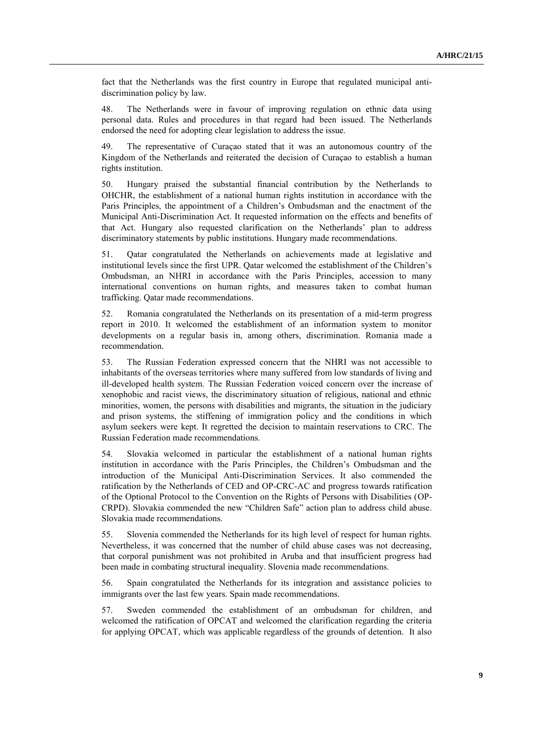fact that the Netherlands was the first country in Europe that regulated municipal anti-discrimination policy by law.

48. The Netherlands were in favour of improving regulation on ethnic data using personal data. Rules and procedures in that regard had been issued. The Netherlands endorsed the need for adopting clear legislation to address the issue.

49. The representative of Curaçao stated that it was an autonomous country of the Kingdom of the Netherlands and reiterated the decision of Curaçao to establish a human rights institution.

50. Hungary praised the substantial financial contribution by the Netherlands to OHCHR, the establishment of a national human rights institution in accordance with the Paris Principles, the appointment of a Children's Ombudsman and the enactment of the Municipal Anti-Discrimination Act. It requested information on the effects and benefits of that Act. Hungary also requested clarification on the Netherlands' plan to address discriminatory statements by public institutions. Hungary made recommendations.

51. Qatar congratulated the Netherlands on achievements made at legislative and institutional levels since the first UPR. Qatar welcomed the establishment of the Children's Ombudsman, an NHRI in accordance with the Paris Principles, accession to many international conventions on human rights, and measures taken to combat human trafficking. Qatar made recommendations.

52. Romania congratulated the Netherlands on its presentation of a mid-term progress report in 2010. It welcomed the establishment of an information system to monitor developments on a regular basis in, among others, discrimination. Romania made a recommendation.

53. The Russian Federation expressed concern that the NHRI was not accessible to inhabitants of the overseas territories where many suffered from low standards of living and ill-developed health system. The Russian Federation voiced concern over the increase of xenophobic and racist views, the discriminatory situation of religious, national and ethnic minorities, women, the persons with disabilities and migrants, the situation in the judiciary and prison systems, the stiffening of immigration policy and the conditions in which asylum seekers were kept. It regretted the decision to maintain reservations to CRC. The Russian Federation made recommendations.

54. Slovakia welcomed in particular the establishment of a national human rights institution in accordance with the Paris Principles, the Children's Ombudsman and the introduction of the Municipal Anti-Discrimination Services. It also commended the ratification by the Netherlands of CED and OP-CRC-AC and progress towards ratification of the Optional Protocol to the Convention on the Rights of Persons with Disabilities (OP-CRPD). Slovakia commended the new "Children Safe" action plan to address child abuse. Slovakia made recommendations.

55. Slovenia commended the Netherlands for its high level of respect for human rights. Nevertheless, it was concerned that the number of child abuse cases was not decreasing, that corporal punishment was not prohibited in Aruba and that insufficient progress had been made in combating structural inequality. Slovenia made recommendations.

56. Spain congratulated the Netherlands for its integration and assistance policies to immigrants over the last few years. Spain made recommendations.

57. Sweden commended the establishment of an ombudsman for children, and welcomed the ratification of OPCAT and welcomed the clarification regarding the criteria for applying OPCAT, which was applicable regardless of the grounds of detention. It also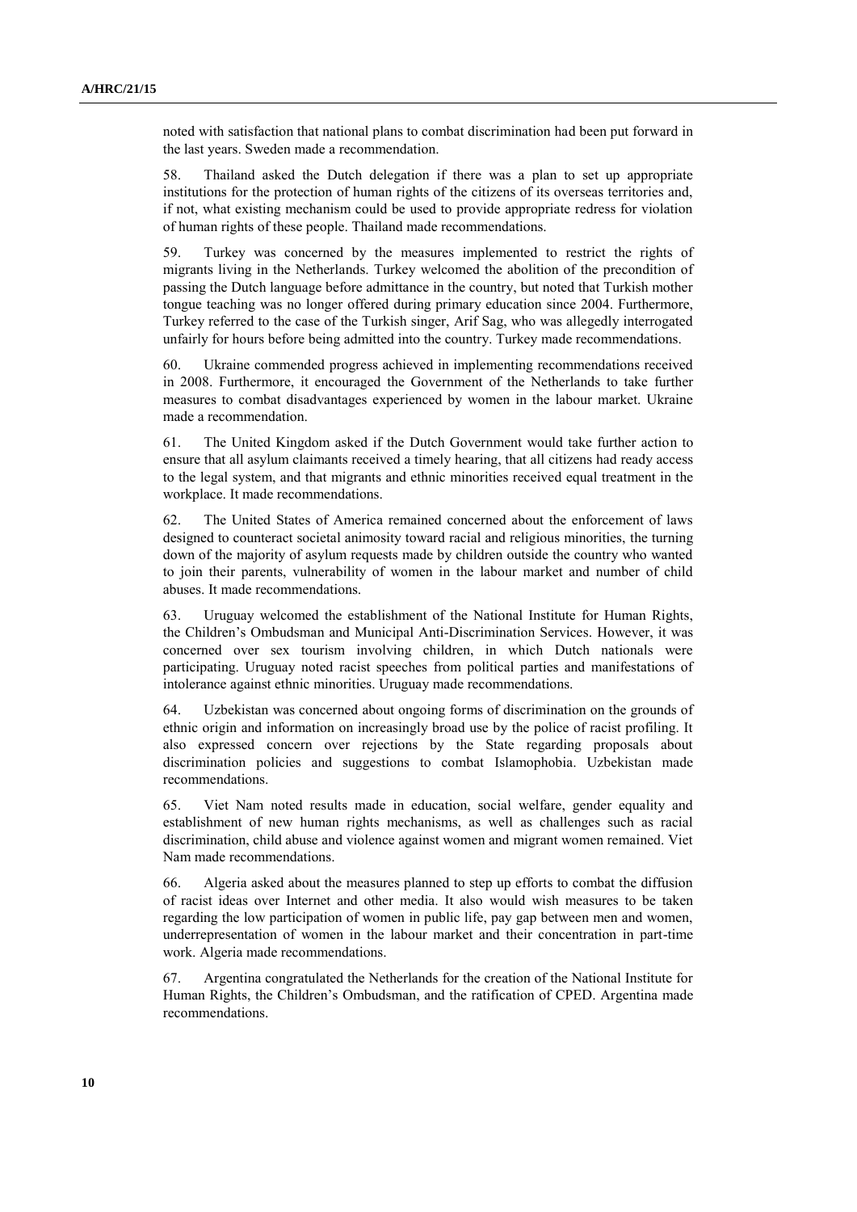noted with satisfaction that national plans to combat discrimination had been put forward in the last years. Sweden made a recommendation.

58. Thailand asked the Dutch delegation if there was a plan to set up appropriate institutions for the protection of human rights of the citizens of its overseas territories and, if not, what existing mechanism could be used to provide appropriate redress for violation of human rights of these people. Thailand made recommendations.

59. Turkey was concerned by the measures implemented to restrict the rights of migrants living in the Netherlands. Turkey welcomed the abolition of the precondition of passing the Dutch language before admittance in the country, but noted that Turkish mother tongue teaching was no longer offered during primary education since 2004. Furthermore, Turkey referred to the case of the Turkish singer, Arif Sag, who was allegedly interrogated unfairly for hours before being admitted into the country. Turkey made recommendations.

60. Ukraine commended progress achieved in implementing recommendations received in 2008. Furthermore, it encouraged the Government of the Netherlands to take further measures to combat disadvantages experienced by women in the labour market. Ukraine made a recommendation.

61. The United Kingdom asked if the Dutch Government would take further action to ensure that all asylum claimants received a timely hearing, that all citizens had ready access to the legal system, and that migrants and ethnic minorities received equal treatment in the workplace. It made recommendations.

62. The United States of America remained concerned about the enforcement of laws designed to counteract societal animosity toward racial and religious minorities, the turning down of the majority of asylum requests made by children outside the country who wanted to join their parents, vulnerability of women in the labour market and number of child abuses. It made recommendations.

63. Uruguay welcomed the establishment of the National Institute for Human Rights, the Children's Ombudsman and Municipal Anti-Discrimination Services. However, it was concerned over sex tourism involving children, in which Dutch nationals were participating. Uruguay noted racist speeches from political parties and manifestations of intolerance against ethnic minorities. Uruguay made recommendations.

64. Uzbekistan was concerned about ongoing forms of discrimination on the grounds of ethnic origin and information on increasingly broad use by the police of racist profiling. It also expressed concern over rejections by the State regarding proposals about discrimination policies and suggestions to combat Islamophobia. Uzbekistan made recommendations.

65. Viet Nam noted results made in education, social welfare, gender equality and establishment of new human rights mechanisms, as well as challenges such as racial discrimination, child abuse and violence against women and migrant women remained. Viet Nam made recommendations.

66. Algeria asked about the measures planned to step up efforts to combat the diffusion of racist ideas over Internet and other media. It also would wish measures to be taken regarding the low participation of women in public life, pay gap between men and women, underrepresentation of women in the labour market and their concentration in part-time work. Algeria made recommendations.

67. Argentina congratulated the Netherlands for the creation of the National Institute for Human Rights, the Children's Ombudsman, and the ratification of CPED. Argentina made recommendations.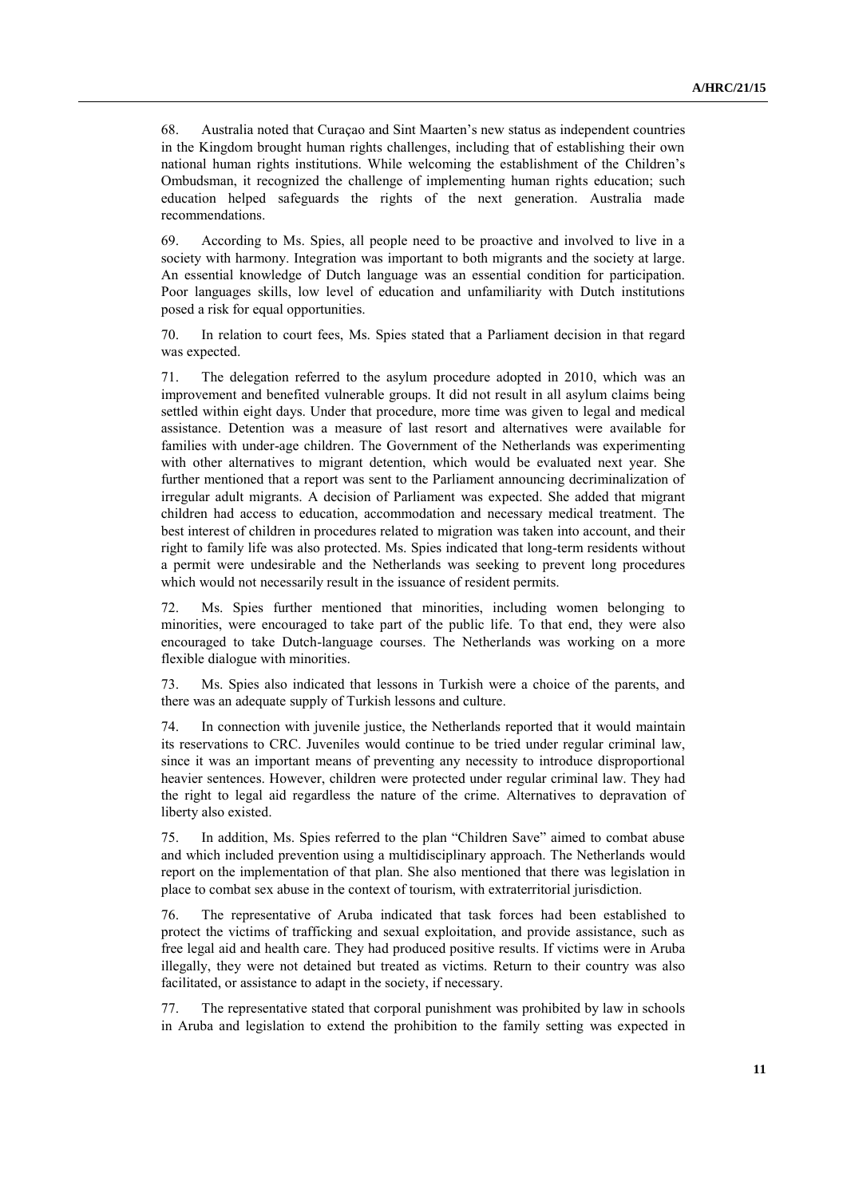68. Australia noted that Curaçao and Sint Maarten's new status as independent countries in the Kingdom brought human rights challenges, including that of establishing their own national human rights institutions. While welcoming the establishment of the Children's Ombudsman, it recognized the challenge of implementing human rights education; such education helped safeguards the rights of the next generation. Australia made recommendations.

69. According to Ms. Spies, all people need to be proactive and involved to live in a society with harmony. Integration was important to both migrants and the society at large. An essential knowledge of Dutch language was an essential condition for participation. Poor languages skills, low level of education and unfamiliarity with Dutch institutions posed a risk for equal opportunities.

70. In relation to court fees, Ms. Spies stated that a Parliament decision in that regard was expected.

71. The delegation referred to the asylum procedure adopted in 2010, which was an improvement and benefited vulnerable groups. It did not result in all asylum claims being settled within eight days. Under that procedure, more time was given to legal and medical assistance. Detention was a measure of last resort and alternatives were available for families with under-age children. The Government of the Netherlands was experimenting with other alternatives to migrant detention, which would be evaluated next year. She further mentioned that a report was sent to the Parliament announcing decriminalization of irregular adult migrants. A decision of Parliament was expected. She added that migrant children had access to education, accommodation and necessary medical treatment. The best interest of children in procedures related to migration was taken into account, and their right to family life was also protected. Ms. Spies indicated that long-term residents without a permit were undesirable and the Netherlands was seeking to prevent long procedures which would not necessarily result in the issuance of resident permits.

72. Ms. Spies further mentioned that minorities, including women belonging to minorities, were encouraged to take part of the public life. To that end, they were also encouraged to take Dutch-language courses. The Netherlands was working on a more flexible dialogue with minorities.

73. Ms. Spies also indicated that lessons in Turkish were a choice of the parents, and there was an adequate supply of Turkish lessons and culture.

74. In connection with juvenile justice, the Netherlands reported that it would maintain its reservations to CRC. Juveniles would continue to be tried under regular criminal law, since it was an important means of preventing any necessity to introduce disproportional heavier sentences. However, children were protected under regular criminal law. They had the right to legal aid regardless the nature of the crime. Alternatives to depravation of liberty also existed.

75. In addition, Ms. Spies referred to the plan "Children Save" aimed to combat abuse and which included prevention using a multidisciplinary approach. The Netherlands would report on the implementation of that plan. She also mentioned that there was legislation in place to combat sex abuse in the context of tourism, with extraterritorial jurisdiction.

76. The representative of Aruba indicated that task forces had been established to protect the victims of trafficking and sexual exploitation, and provide assistance, such as free legal aid and health care. They had produced positive results. If victims were in Aruba illegally, they were not detained but treated as victims. Return to their country was also facilitated, or assistance to adapt in the society, if necessary.

77. The representative stated that corporal punishment was prohibited by law in schools in Aruba and legislation to extend the prohibition to the family setting was expected in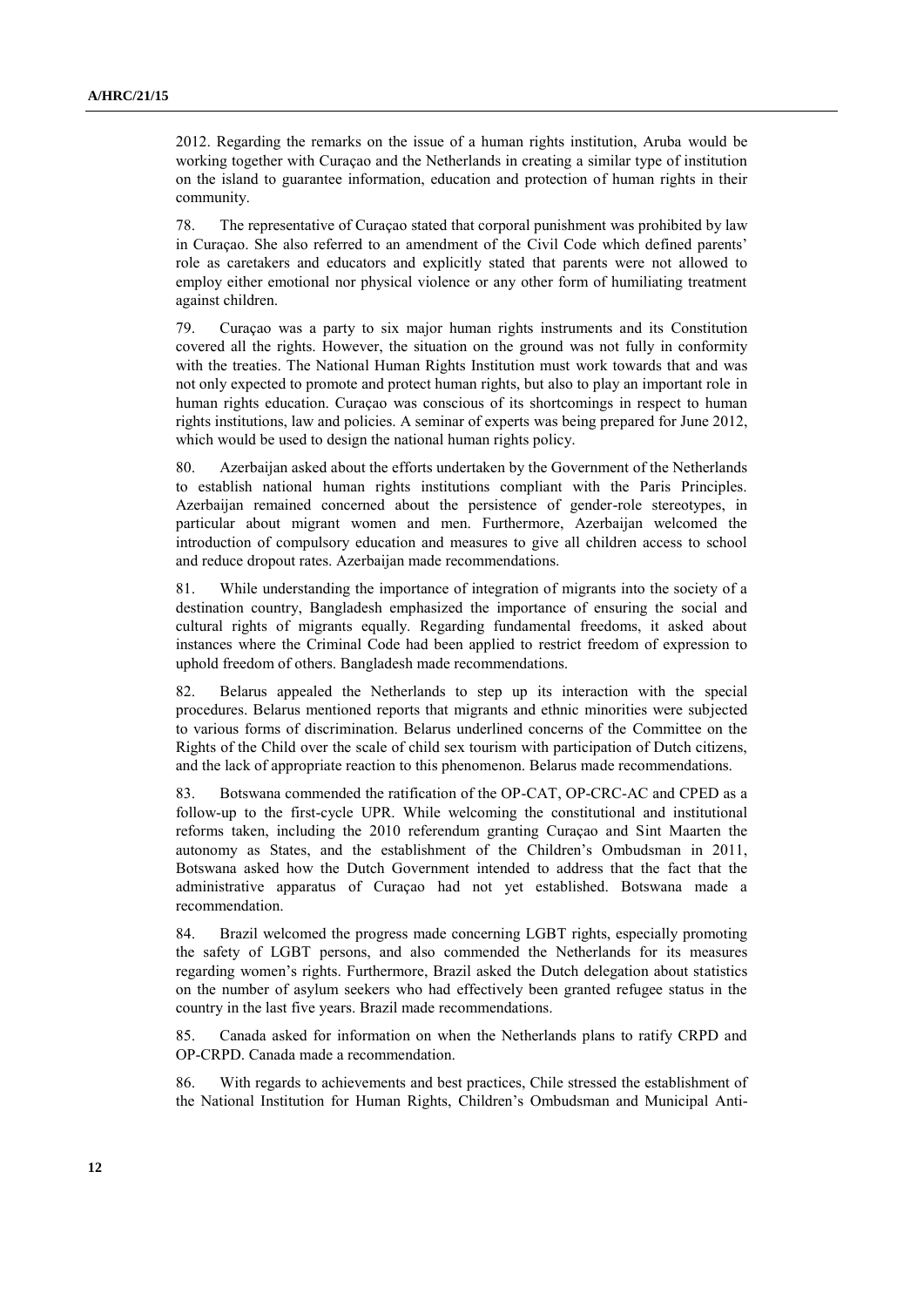2012. Regarding the remarks on the issue of a human rights institution, Aruba would be working together with Curaçao and the Netherlands in creating a similar type of institution on the island to guarantee information, education and protection of human rights in their community.

78. The representative of Curaçao stated that corporal punishment was prohibited by law in Curaçao. She also referred to an amendment of the Civil Code which defined parents' role as caretakers and educators and explicitly stated that parents were not allowed to employ either emotional nor physical violence or any other form of humiliating treatment against children.

79. Curaçao was a party to six major human rights instruments and its Constitution covered all the rights. However, the situation on the ground was not fully in conformity with the treaties. The National Human Rights Institution must work towards that and was not only expected to promote and protect human rights, but also to play an important role in human rights education. Curaçao was conscious of its shortcomings in respect to human rights institutions, law and policies. A seminar of experts was being prepared for June 2012, which would be used to design the national human rights policy.

80. Azerbaijan asked about the efforts undertaken by the Government of the Netherlands to establish national human rights institutions compliant with the Paris Principles. Azerbaijan remained concerned about the persistence of gender-role stereotypes, in particular about migrant women and men. Furthermore, Azerbaijan welcomed the introduction of compulsory education and measures to give all children access to school and reduce dropout rates. Azerbaijan made recommendations.

81. While understanding the importance of integration of migrants into the society of a destination country, Bangladesh emphasized the importance of ensuring the social and cultural rights of migrants equally. Regarding fundamental freedoms, it asked about instances where the Criminal Code had been applied to restrict freedom of expression to uphold freedom of others. Bangladesh made recommendations.

82. Belarus appealed the Netherlands to step up its interaction with the special procedures. Belarus mentioned reports that migrants and ethnic minorities were subjected to various forms of discrimination. Belarus underlined concerns of the Committee on the Rights of the Child over the scale of child sex tourism with participation of Dutch citizens, and the lack of appropriate reaction to this phenomenon. Belarus made recommendations.

83. Botswana commended the ratification of the OP-CAT, OP-CRC-AC and CPED as a follow-up to the first-cycle UPR. While welcoming the constitutional and institutional reforms taken, including the 2010 referendum granting Curaçao and Sint Maarten the autonomy as States, and the establishment of the Children's Ombudsman in 2011, Botswana asked how the Dutch Government intended to address that the fact that the administrative apparatus of Curaçao had not yet established. Botswana made a recommendation.

84. Brazil welcomed the progress made concerning LGBT rights, especially promoting the safety of LGBT persons, and also commended the Netherlands for its measures regarding women's rights. Furthermore, Brazil asked the Dutch delegation about statistics on the number of asylum seekers who had effectively been granted refugee status in the country in the last five years. Brazil made recommendations.

85. Canada asked for information on when the Netherlands plans to ratify CRPD and OP-CRPD. Canada made a recommendation.

86. With regards to achievements and best practices, Chile stressed the establishment of the National Institution for Human Rights, Children's Ombudsman and Municipal Anti-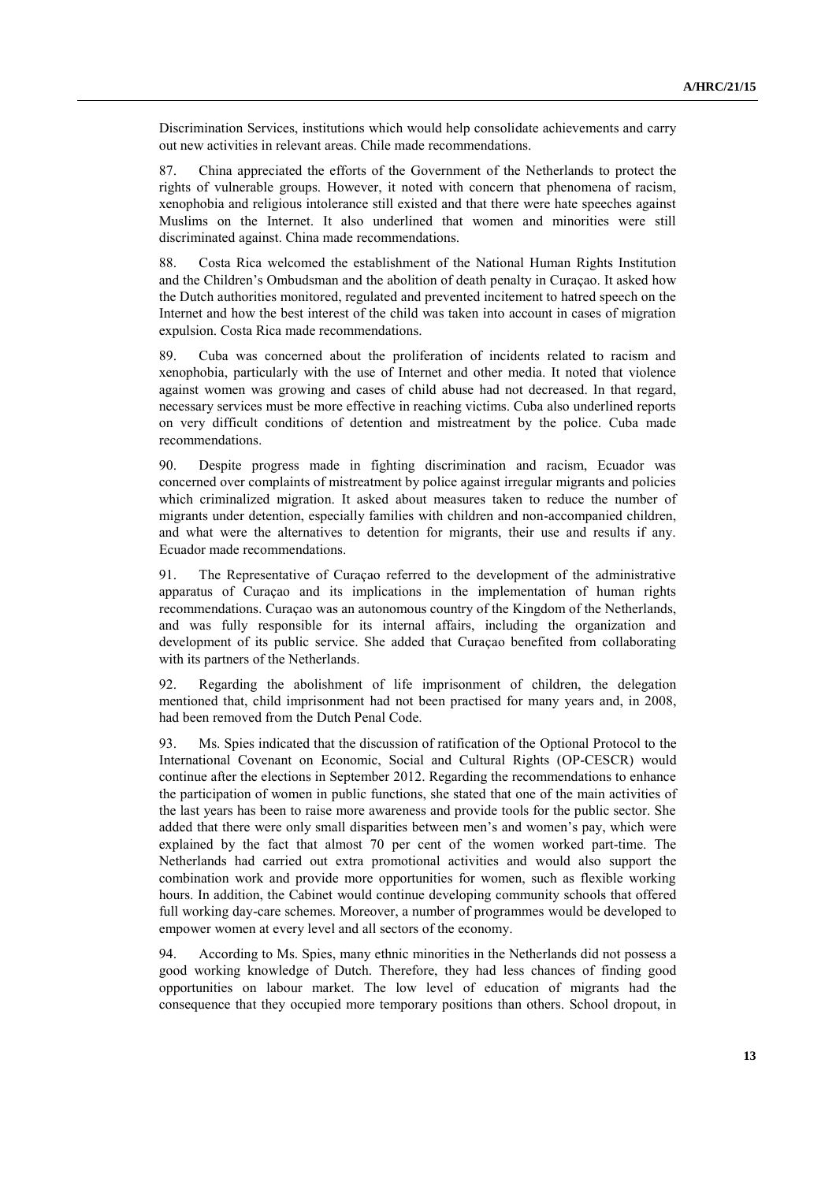Discrimination Services, institutions which would help consolidate achievements and carry out new activities in relevant areas. Chile made recommendations.

87. China appreciated the efforts of the Government of the Netherlands to protect the rights of vulnerable groups. However, it noted with concern that phenomena of racism, xenophobia and religious intolerance still existed and that there were hate speeches against Muslims on the Internet. It also underlined that women and minorities were still discriminated against. China made recommendations.

88. Costa Rica welcomed the establishment of the National Human Rights Institution and the Children's Ombudsman and the abolition of death penalty in Curaçao. It asked how the Dutch authorities monitored, regulated and prevented incitement to hatred speech on the Internet and how the best interest of the child was taken into account in cases of migration expulsion. Costa Rica made recommendations.

89. Cuba was concerned about the proliferation of incidents related to racism and xenophobia, particularly with the use of Internet and other media. It noted that violence against women was growing and cases of child abuse had not decreased. In that regard, necessary services must be more effective in reaching victims. Cuba also underlined reports on very difficult conditions of detention and mistreatment by the police. Cuba made recommendations.

90. Despite progress made in fighting discrimination and racism, Ecuador was concerned over complaints of mistreatment by police against irregular migrants and policies which criminalized migration. It asked about measures taken to reduce the number of migrants under detention, especially families with children and non-accompanied children, and what were the alternatives to detention for migrants, their use and results if any. Ecuador made recommendations.

91. The Representative of Curaçao referred to the development of the administrative apparatus of Curaçao and its implications in the implementation of human rights recommendations. Curaçao was an autonomous country of the Kingdom of the Netherlands, and was fully responsible for its internal affairs, including the organization and development of its public service. She added that Curaçao benefited from collaborating with its partners of the Netherlands.

92. Regarding the abolishment of life imprisonment of children, the delegation mentioned that, child imprisonment had not been practised for many years and, in 2008, had been removed from the Dutch Penal Code.

93. Ms. Spies indicated that the discussion of ratification of the Optional Protocol to the International Covenant on Economic, Social and Cultural Rights (OP-CESCR) would continue after the elections in September 2012. Regarding the recommendations to enhance the participation of women in public functions, she stated that one of the main activities of the last years has been to raise more awareness and provide tools for the public sector. She added that there were only small disparities between men's and women's pay, which were explained by the fact that almost 70 per cent of the women worked part-time. The Netherlands had carried out extra promotional activities and would also support the combination work and provide more opportunities for women, such as flexible working hours. In addition, the Cabinet would continue developing community schools that offered full working day-care schemes. Moreover, a number of programmes would be developed to empower women at every level and all sectors of the economy.

94. According to Ms. Spies, many ethnic minorities in the Netherlands did not possess a good working knowledge of Dutch. Therefore, they had less chances of finding good opportunities on labour market. The low level of education of migrants had the consequence that they occupied more temporary positions than others. School dropout, in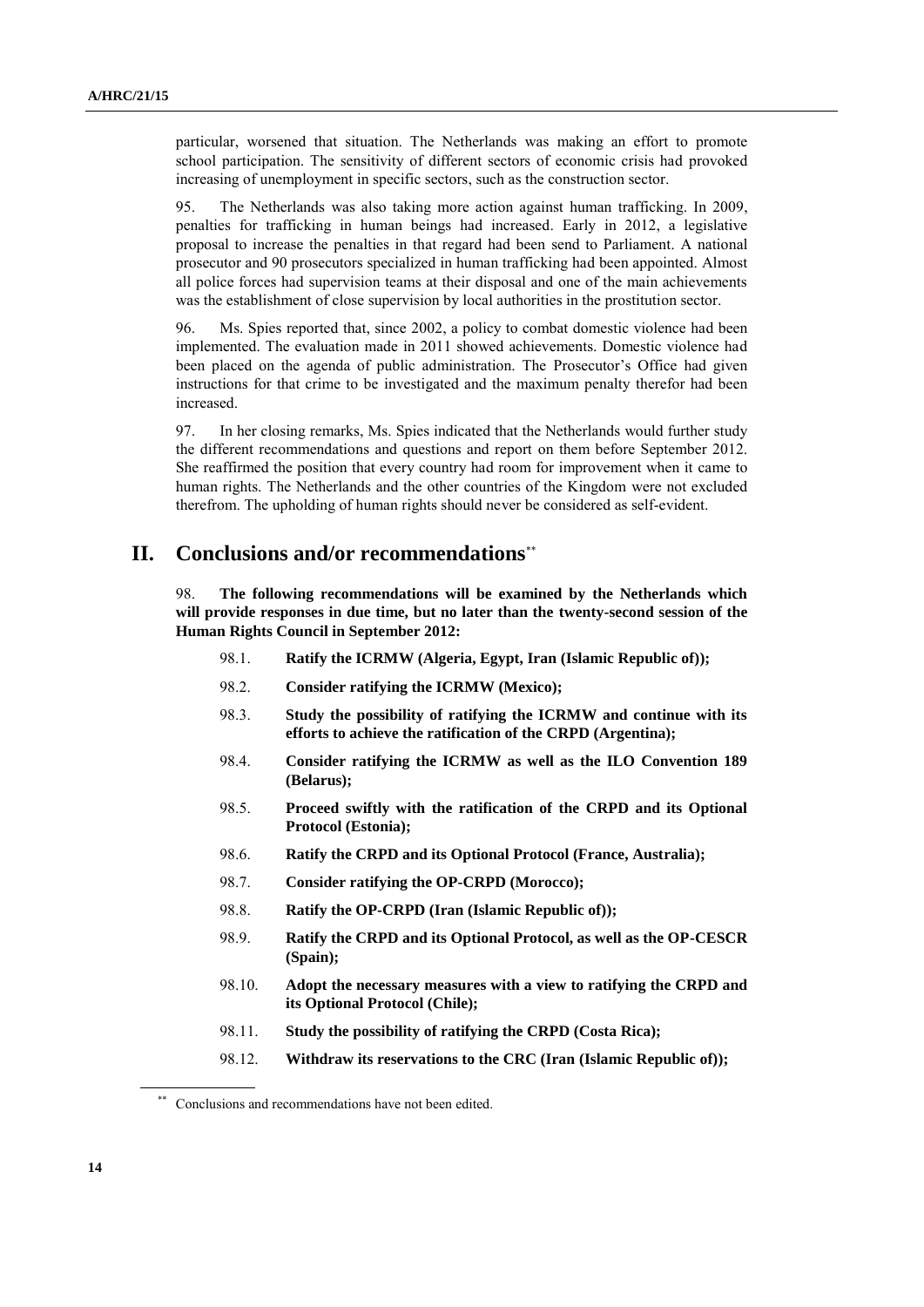particular, worsened that situation. The Netherlands was making an effort to promote school participation. The sensitivity of different sectors of economic crisis had provoked increasing of unemployment in specific sectors, such as the construction sector.

95. The Netherlands was also taking more action against human trafficking. In 2009, penalties for trafficking in human beings had increased. Early in 2012, a legislative proposal to increase the penalties in that regard had been send to Parliament. A national prosecutor and 90 prosecutors specialized in human trafficking had been appointed. Almost all police forces had supervision teams at their disposal and one of the main achievements was the establishment of close supervision by local authorities in the prostitution sector.

96. Ms. Spies reported that, since 2002, a policy to combat domestic violence had been implemented. The evaluation made in 2011 showed achievements. Domestic violence had been placed on the agenda of public administration. The Prosecutor's Office had given instructions for that crime to be investigated and the maximum penalty therefor had been increased.

97. In her closing remarks, Ms. Spies indicated that the Netherlands would further study the different recommendations and questions and report on them before September 2012. She reaffirmed the position that every country had room for improvement when it came to human rights. The Netherlands and the other countries of the Kingdom were not excluded therefrom. The upholding of human rights should never be considered as self-evident.

# II. Conclusions and/or recommendations[**]

98. **The following recommendations will be examined by the Netherlands which will provide responses in due time, but no later than the twenty-second session of the Human Rights Council in September 2012:**

98.1. **Ratify the ICRMW (Algeria, Egypt, Iran (Islamic Republic of));**

98.2. **Consider ratifying the ICRMW (Mexico);**

98.3. **Study the possibility of ratifying the ICRMW and continue with its efforts to achieve the ratification of the CRPD (Argentina);**

98.4. **Consider ratifying the ICRMW as well as the ILO Convention 189 (Belarus);**

98.5. **Proceed swiftly with the ratification of the CRPD and its Optional Protocol (Estonia);**

98.6. **Ratify the CRPD and its Optional Protocol (France, Australia);**

98.7. **Consider ratifying the OP-CRPD (Morocco);**

98.8. **Ratify the OP-CRPD (Iran (Islamic Republic of));**

98.9. **Ratify the CRPD and its Optional Protocol, as well as the OP-CESCR (Spain);**

98.10. **Adopt the necessary measures with a view to ratifying the CRPD and its Optional Protocol (Chile);**

98.11. **Study the possibility of ratifying the CRPD (Costa Rica);**

98.12. **Withdraw its reservations to the CRC (Iran (Islamic Republic of));**

[**] Conclusions and recommendations have not been edited.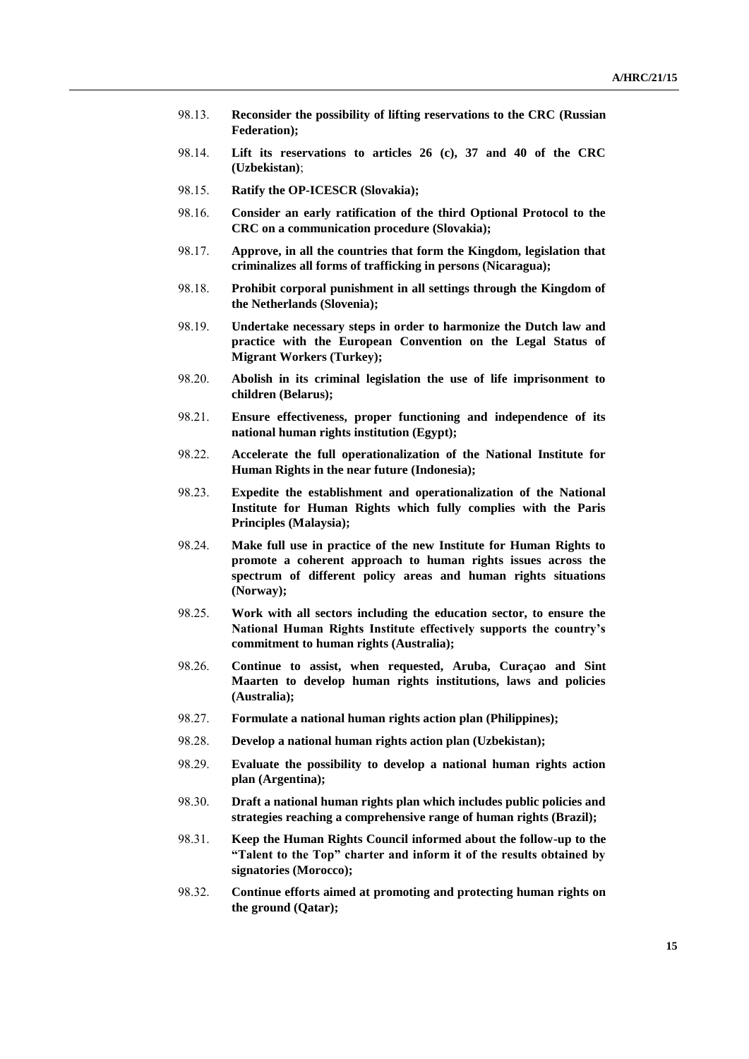98.13. **Reconsider the possibility of lifting reservations to the CRC (Russian Federation);**

98.14. **Lift its reservations to articles 26 (c), 37 and 40 of the CRC (Uzbekistan)**;

98.15. **Ratify the OP-ICESCR (Slovakia);**

98.16. **Consider an early ratification of the third Optional Protocol to the CRC on a communication procedure (Slovakia);**

98.17. **Approve, in all the countries that form the Kingdom, legislation that criminalizes all forms of trafficking in persons (Nicaragua);**

98.18. **Prohibit corporal punishment in all settings through the Kingdom of the Netherlands (Slovenia);**

98.19. **Undertake necessary steps in order to harmonize the Dutch law and practice with the European Convention on the Legal Status of Migrant Workers (Turkey);**

98.20. **Abolish in its criminal legislation the use of life imprisonment to children (Belarus);**

98.21. **Ensure effectiveness, proper functioning and independence of its national human rights institution (Egypt);**

98.22. **Accelerate the full operationalization of the National Institute for Human Rights in the near future (Indonesia);**

98.23. **Expedite the establishment and operationalization of the National Institute for Human Rights which fully complies with the Paris Principles (Malaysia);**

98.24. **Make full use in practice of the new Institute for Human Rights to promote a coherent approach to human rights issues across the spectrum of different policy areas and human rights situations (Norway);**

98.25. **Work with all sectors including the education sector, to ensure the National Human Rights Institute effectively supports the country's commitment to human rights (Australia);**

98.26. **Continue to assist, when requested, Aruba, Curaçao and Sint Maarten to develop human rights institutions, laws and policies (Australia);**

98.27. **Formulate a national human rights action plan (Philippines);**

98.28. **Develop a national human rights action plan (Uzbekistan);**

98.29. **Evaluate the possibility to develop a national human rights action plan (Argentina);**

98.30. **Draft a national human rights plan which includes public policies and strategies reaching a comprehensive range of human rights (Brazil);**

98.31. **Keep the Human Rights Council informed about the follow-up to the "Talent to the Top" charter and inform it of the results obtained by signatories (Morocco);**

98.32. **Continue efforts aimed at promoting and protecting human rights on the ground (Qatar);**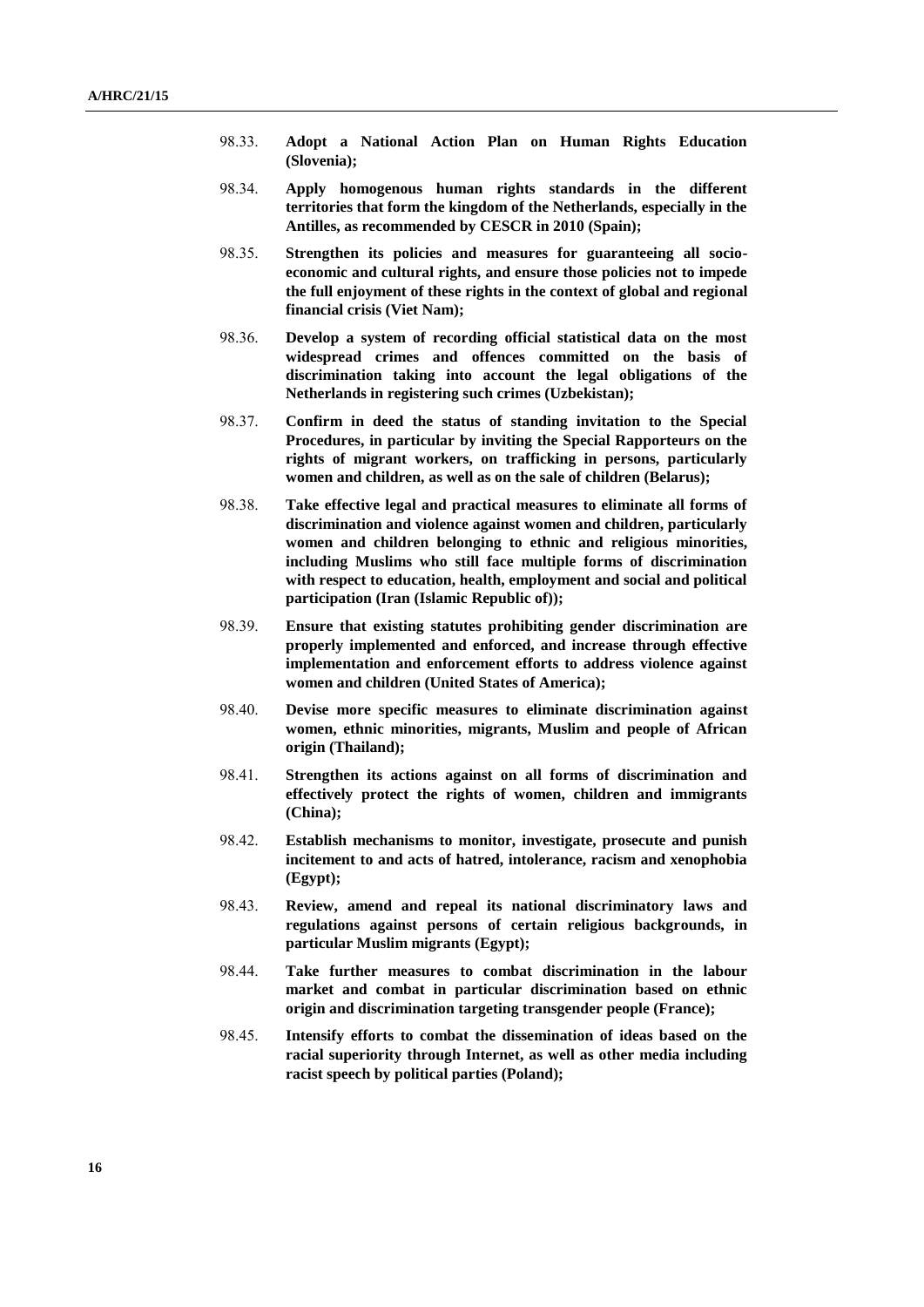98.33. **Adopt a National Action Plan on Human Rights Education (Slovenia);**

98.34. **Apply homogenous human rights standards in the different territories that form the kingdom of the Netherlands, especially in the Antilles, as recommended by CESCR in 2010 (Spain);**

98.35. **Strengthen its policies and measures for guaranteeing all socio-economic and cultural rights, and ensure those policies not to impede the full enjoyment of these rights in the context of global and regional financial crisis (Viet Nam);**

98.36. **Develop a system of recording official statistical data on the most widespread crimes and offences committed on the basis of discrimination taking into account the legal obligations of the Netherlands in registering such crimes (Uzbekistan);**

98.37. **Confirm in deed the status of standing invitation to the Special Procedures, in particular by inviting the Special Rapporteurs on the rights of migrant workers, on trafficking in persons, particularly women and children, as well as on the sale of children (Belarus);**

98.38. **Take effective legal and practical measures to eliminate all forms of discrimination and violence against women and children, particularly women and children belonging to ethnic and religious minorities, including Muslims who still face multiple forms of discrimination with respect to education, health, employment and social and political participation (Iran (Islamic Republic of));**

98.39. **Ensure that existing statutes prohibiting gender discrimination are properly implemented and enforced, and increase through effective implementation and enforcement efforts to address violence against women and children (United States of America);**

98.40. **Devise more specific measures to eliminate discrimination against women, ethnic minorities, migrants, Muslim and people of African origin (Thailand);**

98.41. **Strengthen its actions against on all forms of discrimination and effectively protect the rights of women, children and immigrants (China);**

98.42. **Establish mechanisms to monitor, investigate, prosecute and punish incitement to and acts of hatred, intolerance, racism and xenophobia (Egypt);**

98.43. **Review, amend and repeal its national discriminatory laws and regulations against persons of certain religious backgrounds, in particular Muslim migrants (Egypt);**

98.44. **Take further measures to combat discrimination in the labour market and combat in particular discrimination based on ethnic origin and discrimination targeting transgender people (France);**

98.45. **Intensify efforts to combat the dissemination of ideas based on the racial superiority through Internet, as well as other media including racist speech by political parties (Poland);**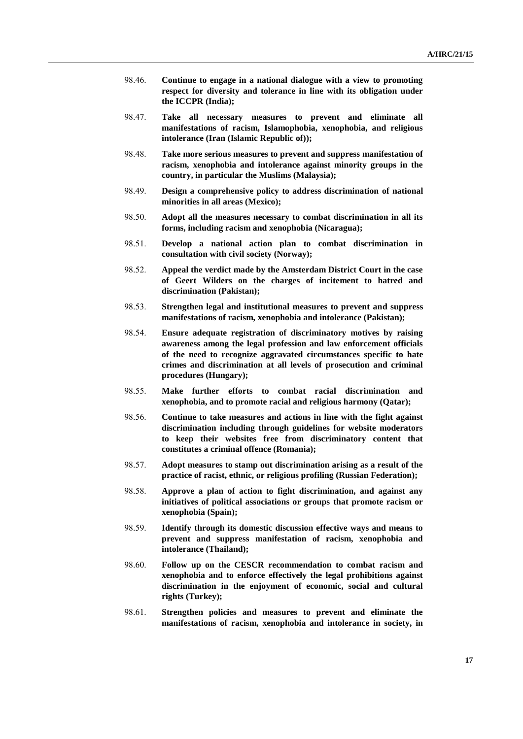98.46. **Continue to engage in a national dialogue with a view to promoting respect for diversity and tolerance in line with its obligation under the ICCPR (India);**

98.47. **Take all necessary measures to prevent and eliminate all manifestations of racism, Islamophobia, xenophobia, and religious intolerance (Iran (Islamic Republic of));**

98.48. **Take more serious measures to prevent and suppress manifestation of racism, xenophobia and intolerance against minority groups in the country, in particular the Muslims (Malaysia);**

98.49. **Design a comprehensive policy to address discrimination of national minorities in all areas (Mexico);**

98.50. **Adopt all the measures necessary to combat discrimination in all its forms, including racism and xenophobia (Nicaragua);**

98.51. **Develop a national action plan to combat discrimination in consultation with civil society (Norway);**

98.52. **Appeal the verdict made by the Amsterdam District Court in the case of Geert Wilders on the charges of incitement to hatred and discrimination (Pakistan);**

98.53. **Strengthen legal and institutional measures to prevent and suppress manifestations of racism, xenophobia and intolerance (Pakistan);**

98.54. **Ensure adequate registration of discriminatory motives by raising awareness among the legal profession and law enforcement officials of the need to recognize aggravated circumstances specific to hate crimes and discrimination at all levels of prosecution and criminal procedures (Hungary);**

98.55. **Make further efforts to combat racial discrimination and xenophobia, and to promote racial and religious harmony (Qatar);**

98.56. **Continue to take measures and actions in line with the fight against discrimination including through guidelines for website moderators to keep their websites free from discriminatory content that constitutes a criminal offence (Romania);**

98.57. **Adopt measures to stamp out discrimination arising as a result of the practice of racist, ethnic, or religious profiling (Russian Federation);**

98.58. **Approve a plan of action to fight discrimination, and against any initiatives of political associations or groups that promote racism or xenophobia (Spain);**

98.59. **Identify through its domestic discussion effective ways and means to prevent and suppress manifestation of racism, xenophobia and intolerance (Thailand);**

98.60. **Follow up on the CESCR recommendation to combat racism and xenophobia and to enforce effectively the legal prohibitions against discrimination in the enjoyment of economic, social and cultural rights (Turkey);**

98.61. **Strengthen policies and measures to prevent and eliminate the manifestations of racism, xenophobia and intolerance in society, in**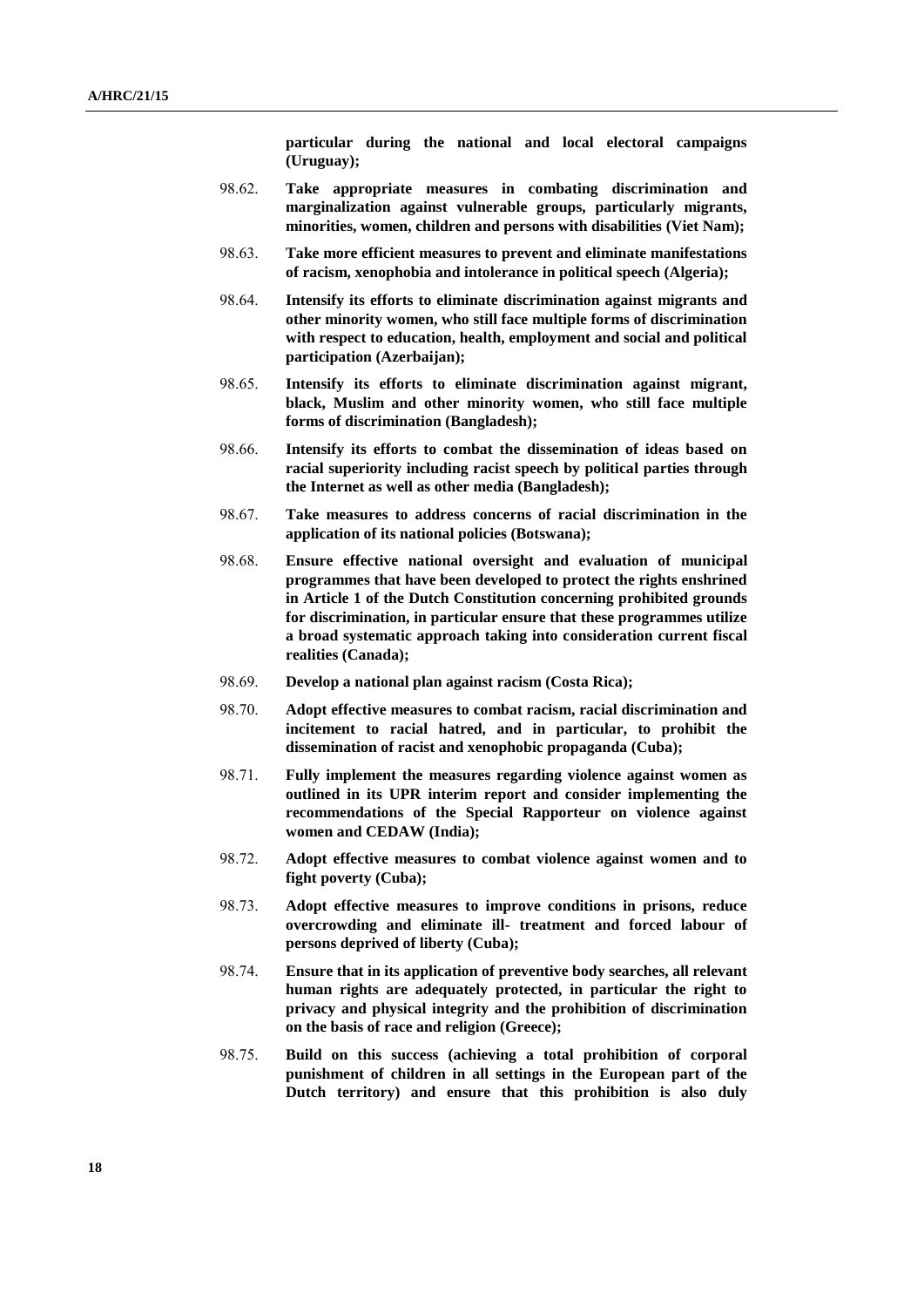**particular during the national and local electoral campaigns (Uruguay);**

98.62. **Take appropriate measures in combating discrimination and marginalization against vulnerable groups, particularly migrants, minorities, women, children and persons with disabilities (Viet Nam);**

98.63. **Take more efficient measures to prevent and eliminate manifestations of racism, xenophobia and intolerance in political speech (Algeria);**

98.64. **Intensify its efforts to eliminate discrimination against migrants and other minority women, who still face multiple forms of discrimination with respect to education, health, employment and social and political participation (Azerbaijan);**

98.65. **Intensify its efforts to eliminate discrimination against migrant, black, Muslim and other minority women, who still face multiple forms of discrimination (Bangladesh);**

98.66. **Intensify its efforts to combat the dissemination of ideas based on racial superiority including racist speech by political parties through the Internet as well as other media (Bangladesh);**

98.67. **Take measures to address concerns of racial discrimination in the application of its national policies (Botswana);**

98.68. **Ensure effective national oversight and evaluation of municipal programmes that have been developed to protect the rights enshrined in Article 1 of the Dutch Constitution concerning prohibited grounds for discrimination, in particular ensure that these programmes utilize a broad systematic approach taking into consideration current fiscal realities (Canada);**

98.69. **Develop a national plan against racism (Costa Rica);**

98.70. **Adopt effective measures to combat racism, racial discrimination and incitement to racial hatred, and in particular, to prohibit the dissemination of racist and xenophobic propaganda (Cuba);**

98.71. **Fully implement the measures regarding violence against women as outlined in its UPR interim report and consider implementing the recommendations of the Special Rapporteur on violence against women and CEDAW (India);**

98.72. **Adopt effective measures to combat violence against women and to fight poverty (Cuba);**

98.73. **Adopt effective measures to improve conditions in prisons, reduce overcrowding and eliminate ill- treatment and forced labour of persons deprived of liberty (Cuba);**

98.74. **Ensure that in its application of preventive body searches, all relevant human rights are adequately protected, in particular the right to privacy and physical integrity and the prohibition of discrimination on the basis of race and religion (Greece);**

98.75. **Build on this success (achieving a total prohibition of corporal punishment of children in all settings in the European part of the Dutch territory) and ensure that this prohibition is also duly**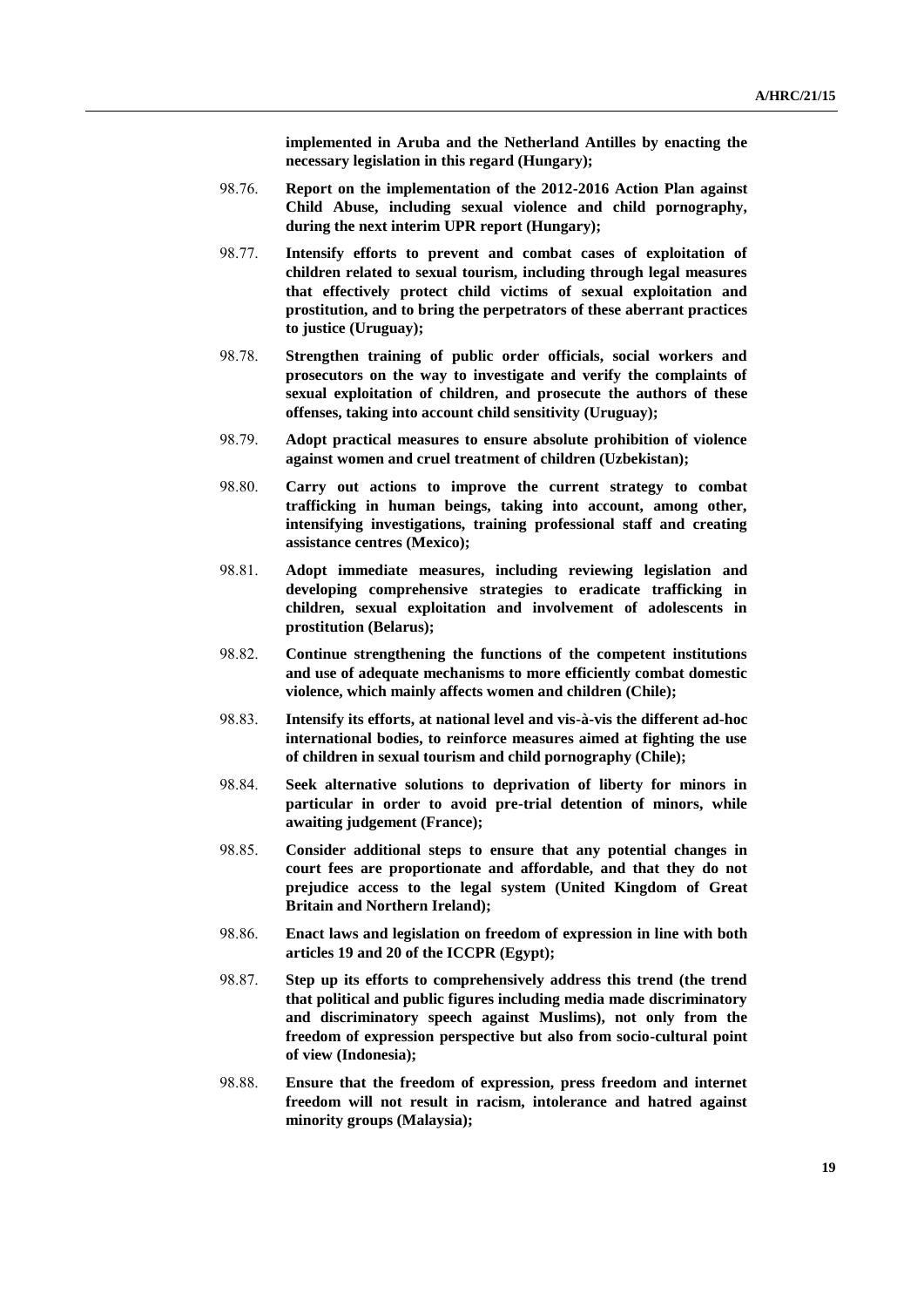**implemented in Aruba and the Netherland Antilles by enacting the necessary legislation in this regard (Hungary);**

98.76. **Report on the implementation of the 2012-2016 Action Plan against Child Abuse, including sexual violence and child pornography, during the next interim UPR report (Hungary);**

98.77. **Intensify efforts to prevent and combat cases of exploitation of children related to sexual tourism, including through legal measures that effectively protect child victims of sexual exploitation and prostitution, and to bring the perpetrators of these aberrant practices to justice (Uruguay);**

98.78. **Strengthen training of public order officials, social workers and prosecutors on the way to investigate and verify the complaints of sexual exploitation of children, and prosecute the authors of these offenses, taking into account child sensitivity (Uruguay);**

98.79. **Adopt practical measures to ensure absolute prohibition of violence against women and cruel treatment of children (Uzbekistan);**

98.80. **Carry out actions to improve the current strategy to combat trafficking in human beings, taking into account, among other, intensifying investigations, training professional staff and creating assistance centres (Mexico);**

98.81. **Adopt immediate measures, including reviewing legislation and developing comprehensive strategies to eradicate trafficking in children, sexual exploitation and involvement of adolescents in prostitution (Belarus);**

98.82. **Continue strengthening the functions of the competent institutions and use of adequate mechanisms to more efficiently combat domestic violence, which mainly affects women and children (Chile);**

98.83. **Intensify its efforts, at national level and vis-à-vis the different ad-hoc international bodies, to reinforce measures aimed at fighting the use of children in sexual tourism and child pornography (Chile);**

98.84. **Seek alternative solutions to deprivation of liberty for minors in particular in order to avoid pre-trial detention of minors, while awaiting judgement (France);**

98.85. **Consider additional steps to ensure that any potential changes in court fees are proportionate and affordable, and that they do not prejudice access to the legal system (United Kingdom of Great Britain and Northern Ireland);**

98.86. **Enact laws and legislation on freedom of expression in line with both articles 19 and 20 of the ICCPR (Egypt);**

98.87. **Step up its efforts to comprehensively address this trend (the trend that political and public figures including media made discriminatory and discriminatory speech against Muslims), not only from the freedom of expression perspective but also from socio-cultural point of view (Indonesia);**

98.88. **Ensure that the freedom of expression, press freedom and internet freedom will not result in racism, intolerance and hatred against minority groups (Malaysia);**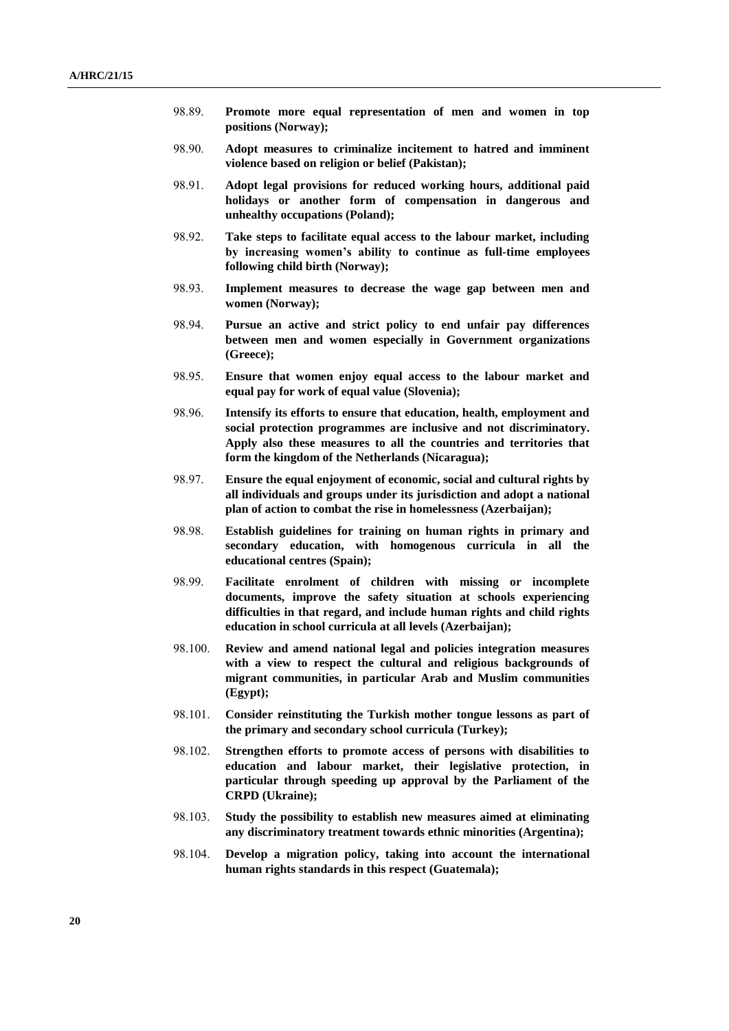98.89. **Promote more equal representation of men and women in top positions (Norway);**

98.90. **Adopt measures to criminalize incitement to hatred and imminent violence based on religion or belief (Pakistan);**

98.91. **Adopt legal provisions for reduced working hours, additional paid holidays or another form of compensation in dangerous and unhealthy occupations (Poland);**

98.92. **Take steps to facilitate equal access to the labour market, including by increasing women's ability to continue as full-time employees following child birth (Norway);**

98.93. **Implement measures to decrease the wage gap between men and women (Norway);**

98.94. **Pursue an active and strict policy to end unfair pay differences between men and women especially in Government organizations (Greece);**

98.95. **Ensure that women enjoy equal access to the labour market and equal pay for work of equal value (Slovenia);**

98.96. **Intensify its efforts to ensure that education, health, employment and social protection programmes are inclusive and not discriminatory. Apply also these measures to all the countries and territories that form the kingdom of the Netherlands (Nicaragua);**

98.97. **Ensure the equal enjoyment of economic, social and cultural rights by all individuals and groups under its jurisdiction and adopt a national plan of action to combat the rise in homelessness (Azerbaijan);**

98.98. **Establish guidelines for training on human rights in primary and secondary education, with homogenous curricula in all the educational centres (Spain);**

98.99. **Facilitate enrolment of children with missing or incomplete documents, improve the safety situation at schools experiencing difficulties in that regard, and include human rights and child rights education in school curricula at all levels (Azerbaijan);**

98.100. **Review and amend national legal and policies integration measures with a view to respect the cultural and religious backgrounds of migrant communities, in particular Arab and Muslim communities (Egypt);**

98.101. **Consider reinstituting the Turkish mother tongue lessons as part of the primary and secondary school curricula (Turkey);**

98.102. **Strengthen efforts to promote access of persons with disabilities to education and labour market, their legislative protection, in particular through speeding up approval by the Parliament of the CRPD (Ukraine);**

98.103. **Study the possibility to establish new measures aimed at eliminating any discriminatory treatment towards ethnic minorities (Argentina);**

98.104. **Develop a migration policy, taking into account the international human rights standards in this respect (Guatemala);**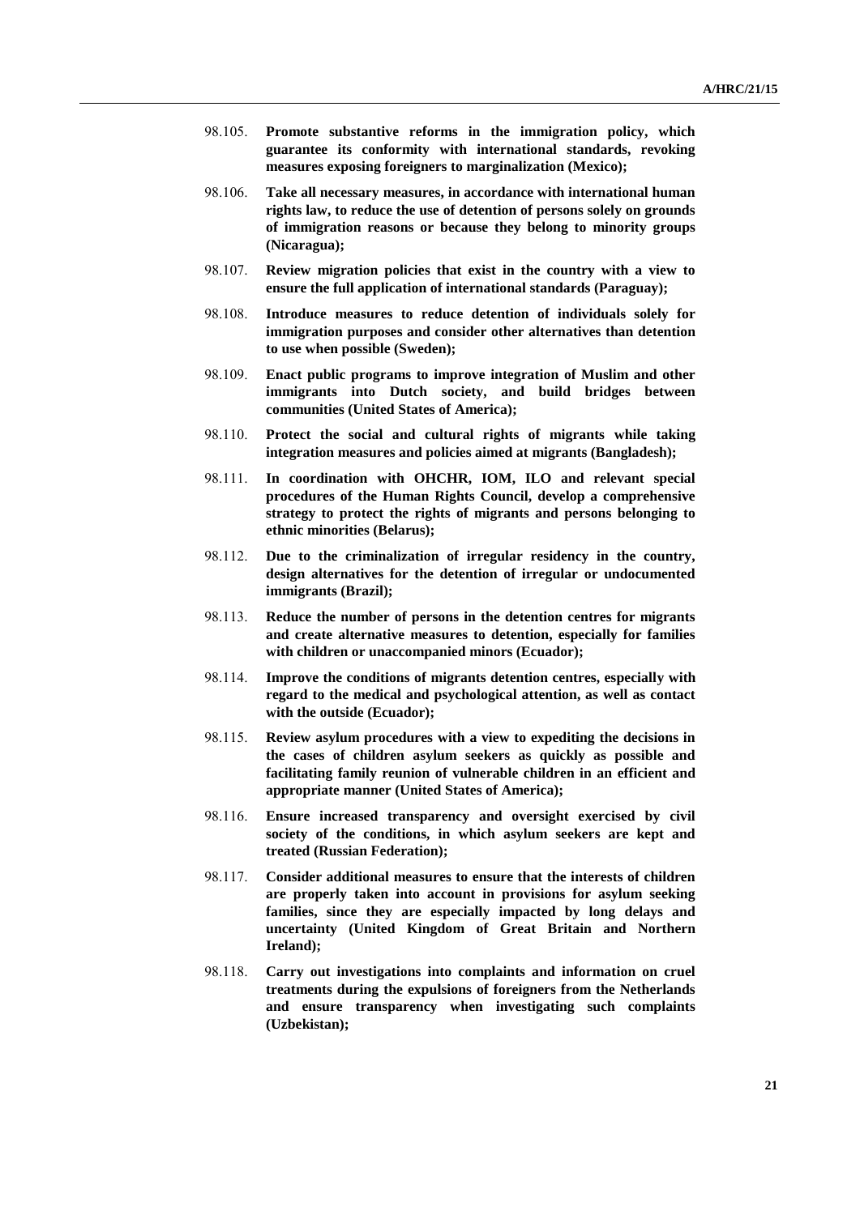98.105. **Promote substantive reforms in the immigration policy, which guarantee its conformity with international standards, revoking measures exposing foreigners to marginalization (Mexico);**

98.106. **Take all necessary measures, in accordance with international human rights law, to reduce the use of detention of persons solely on grounds of immigration reasons or because they belong to minority groups (Nicaragua);**

98.107. **Review migration policies that exist in the country with a view to ensure the full application of international standards (Paraguay);**

98.108. **Introduce measures to reduce detention of individuals solely for immigration purposes and consider other alternatives than detention to use when possible (Sweden);**

98.109. **Enact public programs to improve integration of Muslim and other immigrants into Dutch society, and build bridges between communities (United States of America);**

98.110. **Protect the social and cultural rights of migrants while taking integration measures and policies aimed at migrants (Bangladesh);**

98.111. **In coordination with OHCHR, IOM, ILO and relevant special procedures of the Human Rights Council, develop a comprehensive strategy to protect the rights of migrants and persons belonging to ethnic minorities (Belarus);**

98.112. **Due to the criminalization of irregular residency in the country, design alternatives for the detention of irregular or undocumented immigrants (Brazil);**

98.113. **Reduce the number of persons in the detention centres for migrants and create alternative measures to detention, especially for families with children or unaccompanied minors (Ecuador);**

98.114. **Improve the conditions of migrants detention centres, especially with regard to the medical and psychological attention, as well as contact with the outside (Ecuador);**

98.115. **Review asylum procedures with a view to expediting the decisions in the cases of children asylum seekers as quickly as possible and facilitating family reunion of vulnerable children in an efficient and appropriate manner (United States of America);**

98.116. **Ensure increased transparency and oversight exercised by civil society of the conditions, in which asylum seekers are kept and treated (Russian Federation);**

98.117. **Consider additional measures to ensure that the interests of children are properly taken into account in provisions for asylum seeking families, since they are especially impacted by long delays and uncertainty (United Kingdom of Great Britain and Northern Ireland);**

98.118. **Carry out investigations into complaints and information on cruel treatments during the expulsions of foreigners from the Netherlands and ensure transparency when investigating such complaints (Uzbekistan);**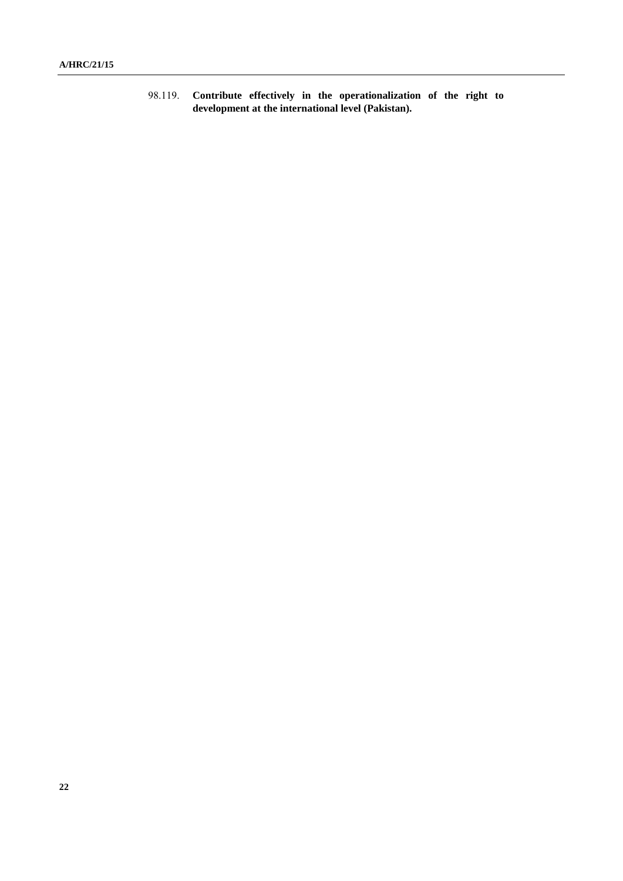98.119. **Contribute effectively in the operationalization of the right to development at the international level (Pakistan).**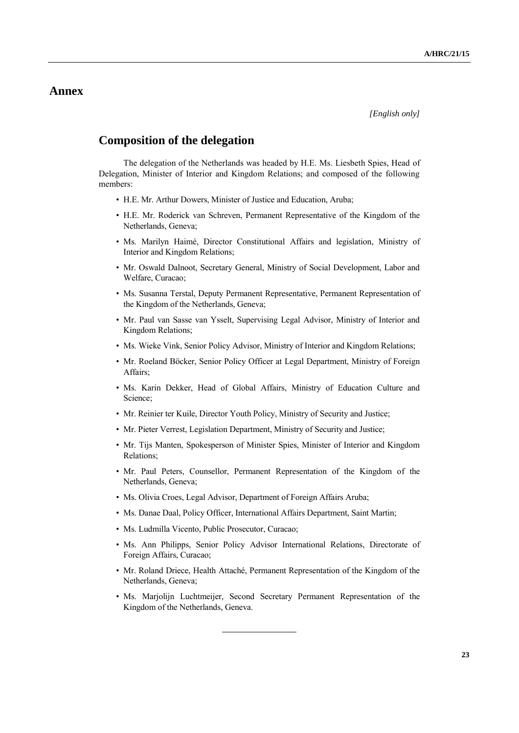# Annex

*[English only]*

## Composition of the delegation

The delegation of the Netherlands was headed by H.E. Ms. Liesbeth Spies, Head of Delegation, Minister of Interior and Kingdom Relations; and composed of the following members:

- H.E. Mr. Arthur Dowers, Minister of Justice and Education, Aruba;
- H.E. Mr. Roderick van Schreven, Permanent Representative of the Kingdom of the Netherlands, Geneva;
- Ms. Marilyn Haimé, Director Constitutional Affairs and legislation, Ministry of Interior and Kingdom Relations;
- Mr. Oswald Dalnoot, Secretary General, Ministry of Social Development, Labor and Welfare, Curacao;
- Ms. Susanna Terstal, Deputy Permanent Representative, Permanent Representation of the Kingdom of the Netherlands, Geneva;
- Mr. Paul van Sasse van Ysselt, Supervising Legal Advisor, Ministry of Interior and Kingdom Relations;
- Ms. Wieke Vink, Senior Policy Advisor, Ministry of Interior and Kingdom Relations;
- Mr. Roeland Böcker, Senior Policy Officer at Legal Department, Ministry of Foreign Affairs;
- Ms. Karin Dekker, Head of Global Affairs, Ministry of Education Culture and Science;
- Mr. Reinier ter Kuile, Director Youth Policy, Ministry of Security and Justice;
- Mr. Pieter Verrest, Legislation Department, Ministry of Security and Justice;
- Mr. Tijs Manten, Spokesperson of Minister Spies, Minister of Interior and Kingdom Relations;
- Mr. Paul Peters, Counsellor, Permanent Representation of the Kingdom of the Netherlands, Geneva;
- Ms. Olivia Croes, Legal Advisor, Department of Foreign Affairs Aruba;
- Ms. Danae Daal, Policy Officer, International Affairs Department, Saint Martin;
- Ms. Ludmilla Vicento, Public Prosecutor, Curacao;
- Ms. Ann Philipps, Senior Policy Advisor International Relations, Directorate of Foreign Affairs, Curacao;
- Mr. Roland Driece, Health Attaché, Permanent Representation of the Kingdom of the Netherlands, Geneva;
- Ms. Marjolijn Luchtmeijer, Second Secretary Permanent Representation of the Kingdom of the Netherlands, Geneva.